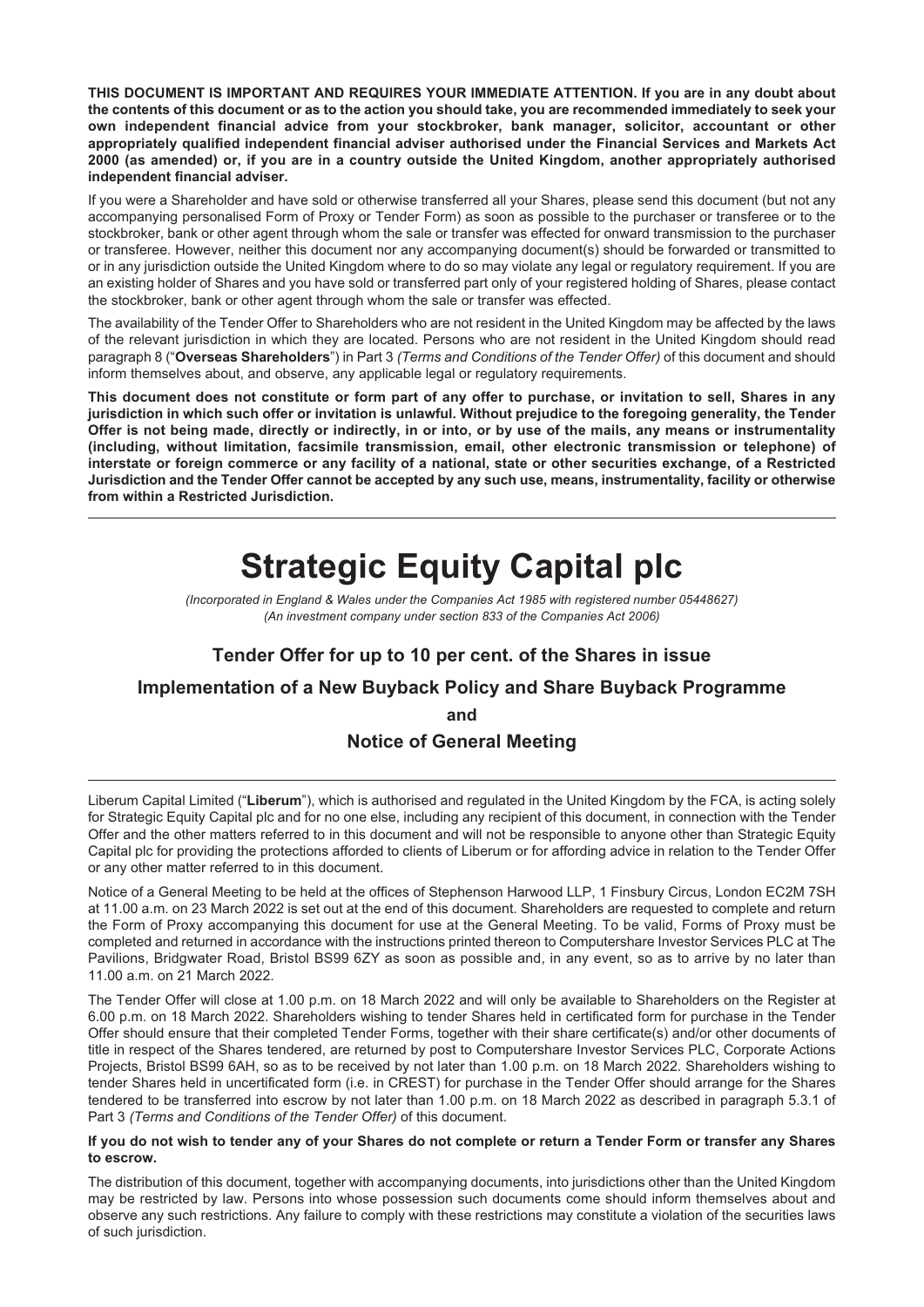**THIS DOCUMENT IS IMPORTANT AND REQUIRES YOUR IMMEDIATE ATTENTION. If you are in any doubt about the contents of this document or as to the action you should take, you are recommended immediately to seek your own independent financial advice from your stockbroker, bank manager, solicitor, accountant or other appropriately qualified independent financial adviser authorised under the Financial Services and Markets Act 2000 (as amended) or, if you are in a country outside the United Kingdom, another appropriately authorised independent financial adviser.**

If you were a Shareholder and have sold or otherwise transferred all your Shares, please send this document (but not any accompanying personalised Form of Proxy or Tender Form) as soon as possible to the purchaser or transferee or to the stockbroker, bank or other agent through whom the sale or transfer was effected for onward transmission to the purchaser or transferee. However, neither this document nor any accompanying document(s) should be forwarded or transmitted to or in any jurisdiction outside the United Kingdom where to do so may violate any legal or regulatory requirement. If you are an existing holder of Shares and you have sold or transferred part only of your registered holding of Shares, please contact the stockbroker, bank or other agent through whom the sale or transfer was effected.

The availability of the Tender Offer to Shareholders who are not resident in the United Kingdom may be affected by the laws of the relevant jurisdiction in which they are located. Persons who are not resident in the United Kingdom should read paragraph 8 ("**Overseas Shareholders**") in Part 3 *(Terms and Conditions of the Tender Offer)* of this document and should inform themselves about, and observe, any applicable legal or regulatory requirements.

**This document does not constitute or form part of any offer to purchase, or invitation to sell, Shares in any jurisdiction in which such offer or invitation is unlawful. Without prejudice to the foregoing generality, the Tender Offer is not being made, directly or indirectly, in or into, or by use of the mails, any means or instrumentality (including, without limitation, facsimile transmission, email, other electronic transmission or telephone) of interstate or foreign commerce or any facility of a national, state or other securities exchange, of a Restricted Jurisdiction and the Tender Offer cannot be accepted by any such use, means, instrumentality, facility or otherwise from within a Restricted Jurisdiction.**

# Strategic Equity Capital plc

*(Incorporated in England & Wales under the Companies Act 1985 with registered number 05448627)*
*(An investment company under section 833 of the Companies Act 2006)*

## Tender Offer for up to 10 per cent. of the Shares in issue

## Implementation of a New Buyback Policy and Share Buyback Programme

## and

## Notice of General Meeting

Liberum Capital Limited ("**Liberum**"), which is authorised and regulated in the United Kingdom by the FCA, is acting solely for Strategic Equity Capital plc and for no one else, including any recipient of this document, in connection with the Tender Offer and the other matters referred to in this document and will not be responsible to anyone other than Strategic Equity Capital plc for providing the protections afforded to clients of Liberum or for affording advice in relation to the Tender Offer or any other matter referred to in this document.

Notice of a General Meeting to be held at the offices of Stephenson Harwood LLP, 1 Finsbury Circus, London EC2M 7SH at 11.00 a.m. on 23 March 2022 is set out at the end of this document. Shareholders are requested to complete and return the Form of Proxy accompanying this document for use at the General Meeting. To be valid, Forms of Proxy must be completed and returned in accordance with the instructions printed thereon to Computershare Investor Services PLC at The Pavilions, Bridgwater Road, Bristol BS99 6ZY as soon as possible and, in any event, so as to arrive by no later than 11.00 a.m. on 21 March 2022.

The Tender Offer will close at 1.00 p.m. on 18 March 2022 and will only be available to Shareholders on the Register at 6.00 p.m. on 18 March 2022. Shareholders wishing to tender Shares held in certificated form for purchase in the Tender Offer should ensure that their completed Tender Forms, together with their share certificate(s) and/or other documents of title in respect of the Shares tendered, are returned by post to Computershare Investor Services PLC, Corporate Actions Projects, Bristol BS99 6AH, so as to be received by not later than 1.00 p.m. on 18 March 2022. Shareholders wishing to tender Shares held in uncertificated form (i.e. in CREST) for purchase in the Tender Offer should arrange for the Shares tendered to be transferred into escrow by not later than 1.00 p.m. on 18 March 2022 as described in paragraph 5.3.1 of Part 3 *(Terms and Conditions of the Tender Offer)* of this document.

**If you do not wish to tender any of your Shares do not complete or return a Tender Form or transfer any Shares to escrow.**

The distribution of this document, together with accompanying documents, into jurisdictions other than the United Kingdom may be restricted by law. Persons into whose possession such documents come should inform themselves about and observe any such restrictions. Any failure to comply with these restrictions may constitute a violation of the securities laws of such jurisdiction.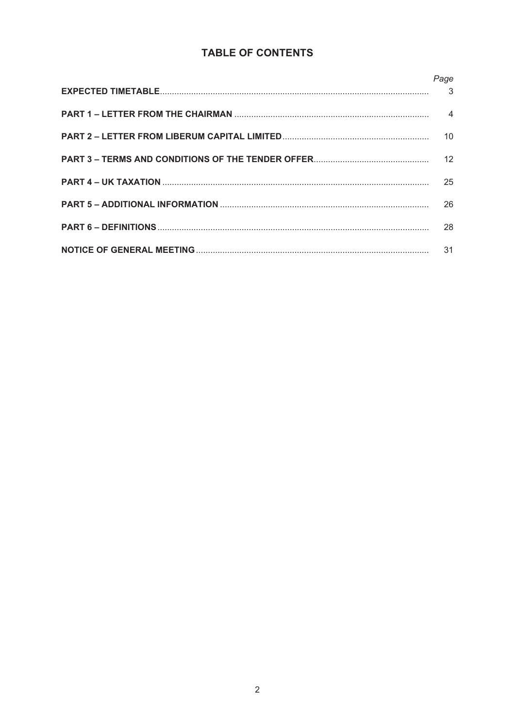## TABLE OF CONTENTS

| | *Page* |
|---|---|
| **EXPECTED TIMETABLE** | 3 |
| **PART 1 – LETTER FROM THE CHAIRMAN** | 4 |
| **PART 2 – LETTER FROM LIBERUM CAPITAL LIMITED** | 10 |
| **PART 3 – TERMS AND CONDITIONS OF THE TENDER OFFER** | 12 |
| **PART 4 – UK TAXATION** | 25 |
| **PART 5 – ADDITIONAL INFORMATION** | 26 |
| **PART 6 – DEFINITIONS** | 28 |
| **NOTICE OF GENERAL MEETING** | 31 |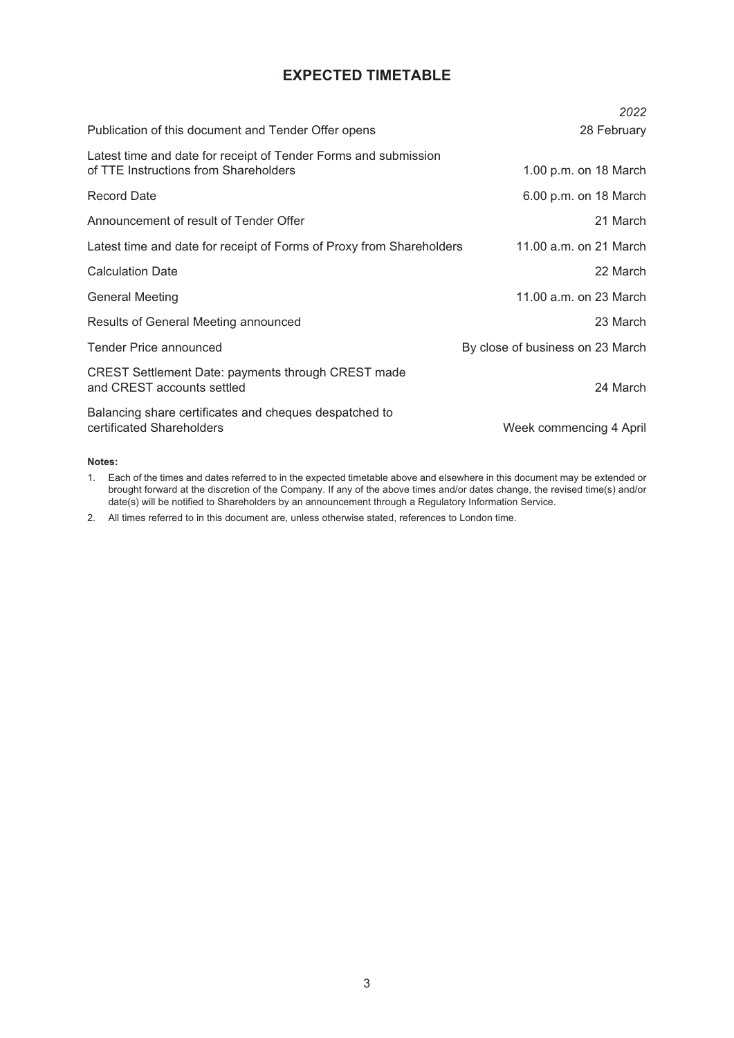# EXPECTED TIMETABLE

| | *2022* |
|---|---|
| Publication of this document and Tender Offer opens | 28 February |
| Latest time and date for receipt of Tender Forms and submission of TTE Instructions from Shareholders | 1.00 p.m. on 18 March |
| Record Date | 6.00 p.m. on 18 March |
| Announcement of result of Tender Offer | 21 March |
| Latest time and date for receipt of Forms of Proxy from Shareholders | 11.00 a.m. on 21 March |
| Calculation Date | 22 March |
| General Meeting | 11.00 a.m. on 23 March |
| Results of General Meeting announced | 23 March |
| Tender Price announced | By close of business on 23 March |
| CREST Settlement Date: payments through CREST made and CREST accounts settled | 24 March |
| Balancing share certificates and cheques despatched to certificated Shareholders | Week commencing 4 April |

**Notes:**

1. Each of the times and dates referred to in the expected timetable above and elsewhere in this document may be extended or brought forward at the discretion of the Company. If any of the above times and/or dates change, the revised time(s) and/or date(s) will be notified to Shareholders by an announcement through a Regulatory Information Service.
2. All times referred to in this document are, unless otherwise stated, references to London time.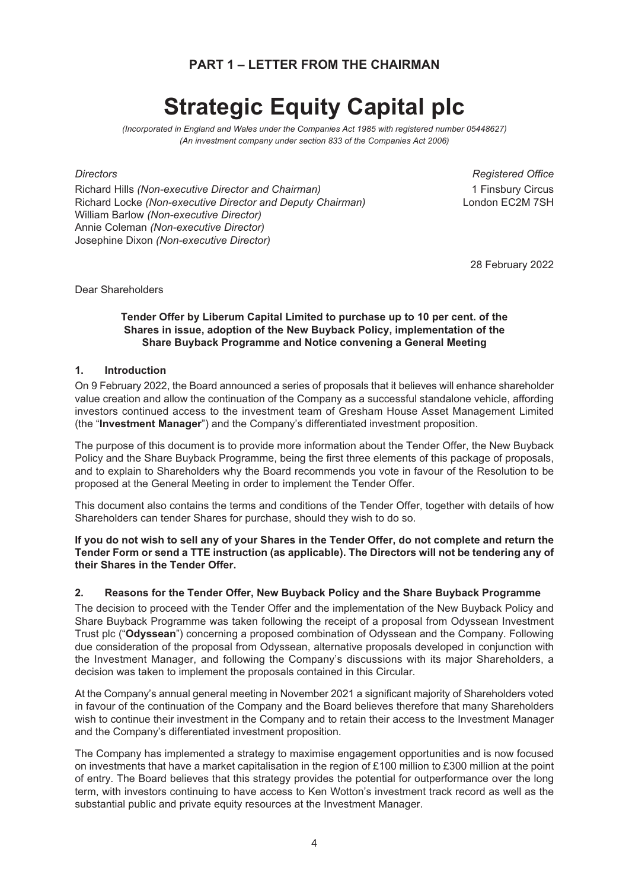## PART 1 – LETTER FROM THE CHAIRMAN

# Strategic Equity Capital plc

*(Incorporated in England and Wales under the Companies Act 1985 with registered number 05448627)*
*(An investment company under section 833 of the Companies Act 2006)*

*Directors*
Richard Hills *(Non-executive Director and Chairman)*
Richard Locke *(Non-executive Director and Deputy Chairman)*
William Barlow *(Non-executive Director)*
Annie Coleman *(Non-executive Director)*
Josephine Dixon *(Non-executive Director)*

*Registered Office*
1 Finsbury Circus
London EC2M 7SH

28 February 2022

Dear Shareholders

**Tender Offer by Liberum Capital Limited to purchase up to 10 per cent. of the Shares in issue, adoption of the New Buyback Policy, implementation of the Share Buyback Programme and Notice convening a General Meeting**

### 1. Introduction

On 9 February 2022, the Board announced a series of proposals that it believes will enhance shareholder value creation and allow the continuation of the Company as a successful standalone vehicle, affording investors continued access to the investment team of Gresham House Asset Management Limited (the "**Investment Manager**") and the Company's differentiated investment proposition.

The purpose of this document is to provide more information about the Tender Offer, the New Buyback Policy and the Share Buyback Programme, being the first three elements of this package of proposals, and to explain to Shareholders why the Board recommends you vote in favour of the Resolution to be proposed at the General Meeting in order to implement the Tender Offer.

This document also contains the terms and conditions of the Tender Offer, together with details of how Shareholders can tender Shares for purchase, should they wish to do so.

**If you do not wish to sell any of your Shares in the Tender Offer, do not complete and return the Tender Form or send a TTE instruction (as applicable). The Directors will not be tendering any of their Shares in the Tender Offer.**

### 2. Reasons for the Tender Offer, New Buyback Policy and the Share Buyback Programme

The decision to proceed with the Tender Offer and the implementation of the New Buyback Policy and Share Buyback Programme was taken following the receipt of a proposal from Odyssean Investment Trust plc ("**Odyssean**") concerning a proposed combination of Odyssean and the Company. Following due consideration of the proposal from Odyssean, alternative proposals developed in conjunction with the Investment Manager, and following the Company's discussions with its major Shareholders, a decision was taken to implement the proposals contained in this Circular.

At the Company's annual general meeting in November 2021 a significant majority of Shareholders voted in favour of the continuation of the Company and the Board believes therefore that many Shareholders wish to continue their investment in the Company and to retain their access to the Investment Manager and the Company's differentiated investment proposition.

The Company has implemented a strategy to maximise engagement opportunities and is now focused on investments that have a market capitalisation in the region of £100 million to £300 million at the point of entry. The Board believes that this strategy provides the potential for outperformance over the long term, with investors continuing to have access to Ken Wotton's investment track record as well as the substantial public and private equity resources at the Investment Manager.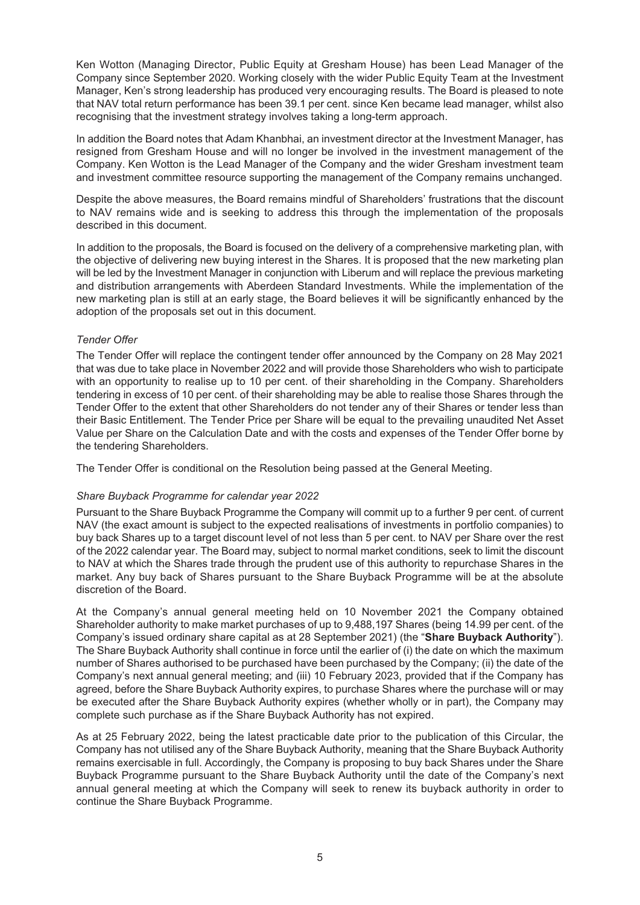Ken Wotton (Managing Director, Public Equity at Gresham House) has been Lead Manager of the Company since September 2020. Working closely with the wider Public Equity Team at the Investment Manager, Ken's strong leadership has produced very encouraging results. The Board is pleased to note that NAV total return performance has been 39.1 per cent. since Ken became lead manager, whilst also recognising that the investment strategy involves taking a long-term approach.

In addition the Board notes that Adam Khanbhai, an investment director at the Investment Manager, has resigned from Gresham House and will no longer be involved in the investment management of the Company. Ken Wotton is the Lead Manager of the Company and the wider Gresham investment team and investment committee resource supporting the management of the Company remains unchanged.

Despite the above measures, the Board remains mindful of Shareholders' frustrations that the discount to NAV remains wide and is seeking to address this through the implementation of the proposals described in this document.

In addition to the proposals, the Board is focused on the delivery of a comprehensive marketing plan, with the objective of delivering new buying interest in the Shares. It is proposed that the new marketing plan will be led by the Investment Manager in conjunction with Liberum and will replace the previous marketing and distribution arrangements with Aberdeen Standard Investments. While the implementation of the new marketing plan is still at an early stage, the Board believes it will be significantly enhanced by the adoption of the proposals set out in this document.

*Tender Offer*

The Tender Offer will replace the contingent tender offer announced by the Company on 28 May 2021 that was due to take place in November 2022 and will provide those Shareholders who wish to participate with an opportunity to realise up to 10 per cent. of their shareholding in the Company. Shareholders tendering in excess of 10 per cent. of their shareholding may be able to realise those Shares through the Tender Offer to the extent that other Shareholders do not tender any of their Shares or tender less than their Basic Entitlement. The Tender Price per Share will be equal to the prevailing unaudited Net Asset Value per Share on the Calculation Date and with the costs and expenses of the Tender Offer borne by the tendering Shareholders.

The Tender Offer is conditional on the Resolution being passed at the General Meeting.

*Share Buyback Programme for calendar year 2022*

Pursuant to the Share Buyback Programme the Company will commit up to a further 9 per cent. of current NAV (the exact amount is subject to the expected realisations of investments in portfolio companies) to buy back Shares up to a target discount level of not less than 5 per cent. to NAV per Share over the rest of the 2022 calendar year. The Board may, subject to normal market conditions, seek to limit the discount to NAV at which the Shares trade through the prudent use of this authority to repurchase Shares in the market. Any buy back of Shares pursuant to the Share Buyback Programme will be at the absolute discretion of the Board.

At the Company's annual general meeting held on 10 November 2021 the Company obtained Shareholder authority to make market purchases of up to 9,488,197 Shares (being 14.99 per cent. of the Company's issued ordinary share capital as at 28 September 2021) (the "**Share Buyback Authority**"). The Share Buyback Authority shall continue in force until the earlier of (i) the date on which the maximum number of Shares authorised to be purchased have been purchased by the Company; (ii) the date of the Company's next annual general meeting; and (iii) 10 February 2023, provided that if the Company has agreed, before the Share Buyback Authority expires, to purchase Shares where the purchase will or may be executed after the Share Buyback Authority expires (whether wholly or in part), the Company may complete such purchase as if the Share Buyback Authority has not expired.

As at 25 February 2022, being the latest practicable date prior to the publication of this Circular, the Company has not utilised any of the Share Buyback Authority, meaning that the Share Buyback Authority remains exercisable in full. Accordingly, the Company is proposing to buy back Shares under the Share Buyback Programme pursuant to the Share Buyback Authority until the date of the Company's next annual general meeting at which the Company will seek to renew its buyback authority in order to continue the Share Buyback Programme.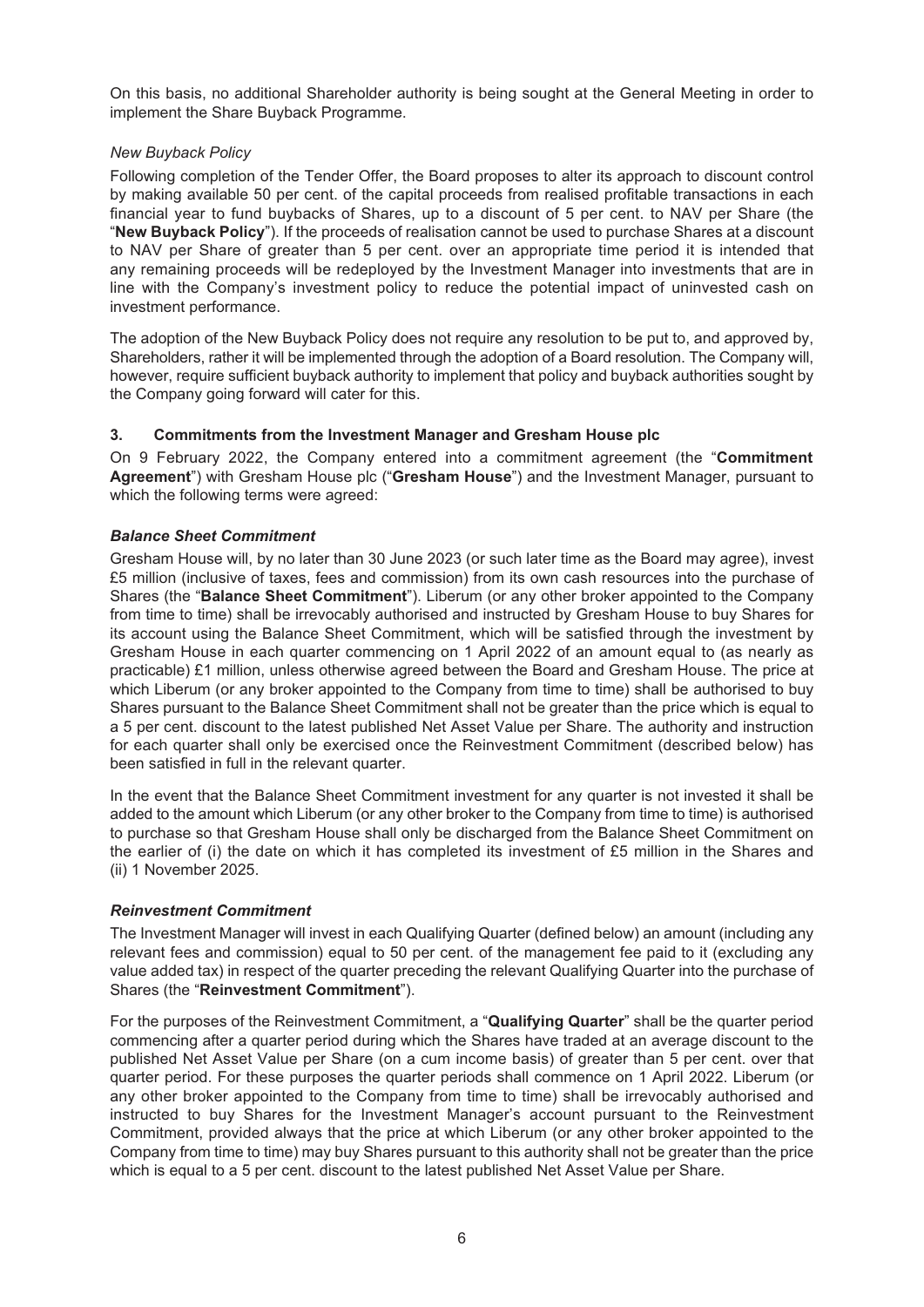On this basis, no additional Shareholder authority is being sought at the General Meeting in order to implement the Share Buyback Programme.

*New Buyback Policy*

Following completion of the Tender Offer, the Board proposes to alter its approach to discount control by making available 50 per cent. of the capital proceeds from realised profitable transactions in each financial year to fund buybacks of Shares, up to a discount of 5 per cent. to NAV per Share (the "**New Buyback Policy**"). If the proceeds of realisation cannot be used to purchase Shares at a discount to NAV per Share of greater than 5 per cent. over an appropriate time period it is intended that any remaining proceeds will be redeployed by the Investment Manager into investments that are in line with the Company's investment policy to reduce the potential impact of uninvested cash on investment performance.

The adoption of the New Buyback Policy does not require any resolution to be put to, and approved by, Shareholders, rather it will be implemented through the adoption of a Board resolution. The Company will, however, require sufficient buyback authority to implement that policy and buyback authorities sought by the Company going forward will cater for this.

### 3. Commitments from the Investment Manager and Gresham House plc

On 9 February 2022, the Company entered into a commitment agreement (the "**Commitment Agreement**") with Gresham House plc ("**Gresham House**") and the Investment Manager, pursuant to which the following terms were agreed:

***Balance Sheet Commitment***

Gresham House will, by no later than 30 June 2023 (or such later time as the Board may agree), invest £5 million (inclusive of taxes, fees and commission) from its own cash resources into the purchase of Shares (the "**Balance Sheet Commitment**"). Liberum (or any other broker appointed to the Company from time to time) shall be irrevocably authorised and instructed by Gresham House to buy Shares for its account using the Balance Sheet Commitment, which will be satisfied through the investment by Gresham House in each quarter commencing on 1 April 2022 of an amount equal to (as nearly as practicable) £1 million, unless otherwise agreed between the Board and Gresham House. The price at which Liberum (or any broker appointed to the Company from time to time) shall be authorised to buy Shares pursuant to the Balance Sheet Commitment shall not be greater than the price which is equal to a 5 per cent. discount to the latest published Net Asset Value per Share. The authority and instruction for each quarter shall only be exercised once the Reinvestment Commitment (described below) has been satisfied in full in the relevant quarter.

In the event that the Balance Sheet Commitment investment for any quarter is not invested it shall be added to the amount which Liberum (or any other broker to the Company from time to time) is authorised to purchase so that Gresham House shall only be discharged from the Balance Sheet Commitment on the earlier of (i) the date on which it has completed its investment of £5 million in the Shares and (ii) 1 November 2025.

***Reinvestment Commitment***

The Investment Manager will invest in each Qualifying Quarter (defined below) an amount (including any relevant fees and commission) equal to 50 per cent. of the management fee paid to it (excluding any value added tax) in respect of the quarter preceding the relevant Qualifying Quarter into the purchase of Shares (the "**Reinvestment Commitment**").

For the purposes of the Reinvestment Commitment, a "**Qualifying Quarter**" shall be the quarter period commencing after a quarter period during which the Shares have traded at an average discount to the published Net Asset Value per Share (on a cum income basis) of greater than 5 per cent. over that quarter period. For these purposes the quarter periods shall commence on 1 April 2022. Liberum (or any other broker appointed to the Company from time to time) shall be irrevocably authorised and instructed to buy Shares for the Investment Manager's account pursuant to the Reinvestment Commitment, provided always that the price at which Liberum (or any other broker appointed to the Company from time to time) may buy Shares pursuant to this authority shall not be greater than the price which is equal to a 5 per cent. discount to the latest published Net Asset Value per Share.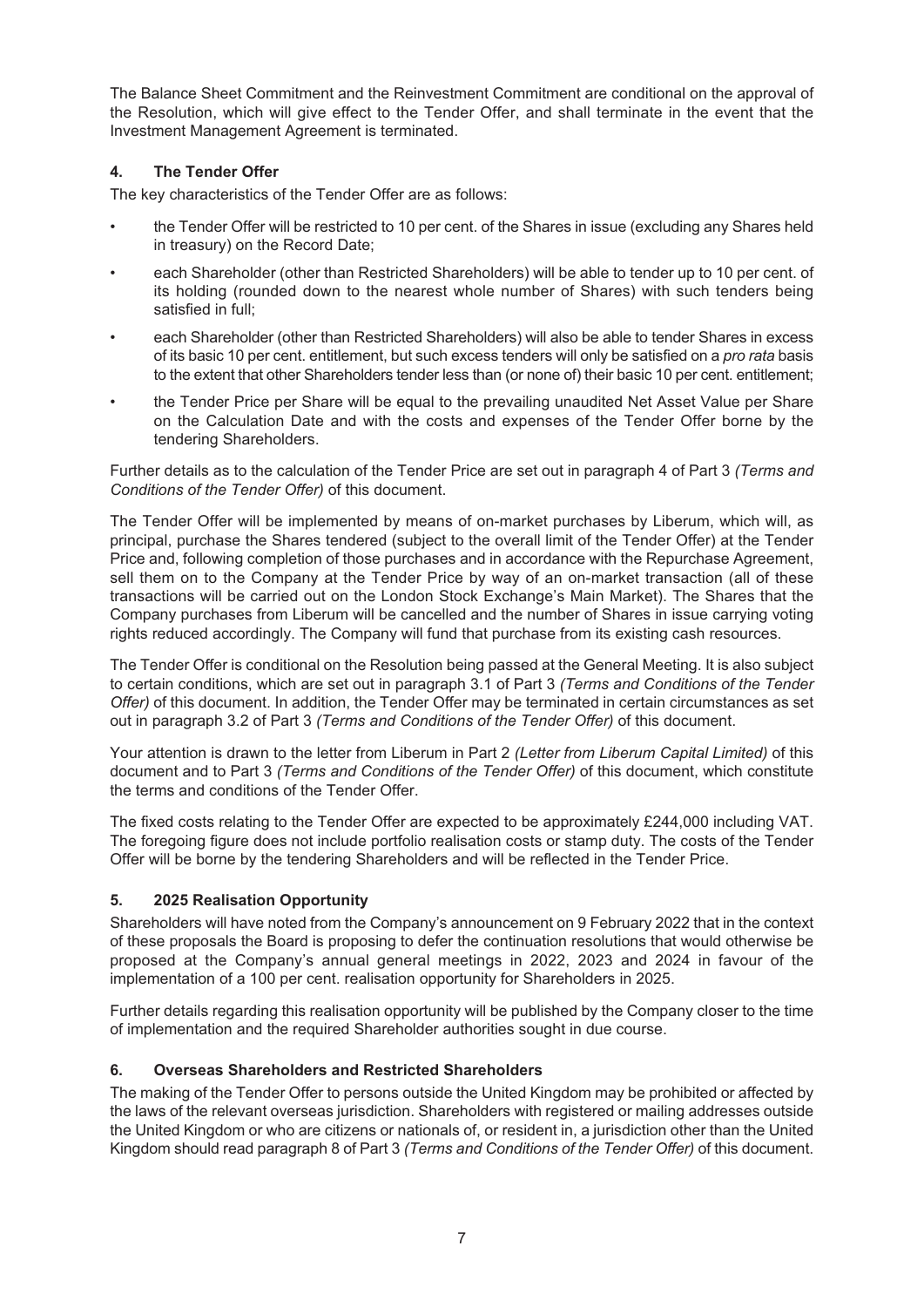The Balance Sheet Commitment and the Reinvestment Commitment are conditional on the approval of the Resolution, which will give effect to the Tender Offer, and shall terminate in the event that the Investment Management Agreement is terminated.

## 4. The Tender Offer

The key characteristics of the Tender Offer are as follows:

- the Tender Offer will be restricted to 10 per cent. of the Shares in issue (excluding any Shares held in treasury) on the Record Date;
- each Shareholder (other than Restricted Shareholders) will be able to tender up to 10 per cent. of its holding (rounded down to the nearest whole number of Shares) with such tenders being satisfied in full;
- each Shareholder (other than Restricted Shareholders) will also be able to tender Shares in excess of its basic 10 per cent. entitlement, but such excess tenders will only be satisfied on a *pro rata* basis to the extent that other Shareholders tender less than (or none of) their basic 10 per cent. entitlement;
- the Tender Price per Share will be equal to the prevailing unaudited Net Asset Value per Share on the Calculation Date and with the costs and expenses of the Tender Offer borne by the tendering Shareholders.

Further details as to the calculation of the Tender Price are set out in paragraph 4 of Part 3 *(Terms and Conditions of the Tender Offer)* of this document.

The Tender Offer will be implemented by means of on-market purchases by Liberum, which will, as principal, purchase the Shares tendered (subject to the overall limit of the Tender Offer) at the Tender Price and, following completion of those purchases and in accordance with the Repurchase Agreement, sell them on to the Company at the Tender Price by way of an on-market transaction (all of these transactions will be carried out on the London Stock Exchange's Main Market). The Shares that the Company purchases from Liberum will be cancelled and the number of Shares in issue carrying voting rights reduced accordingly. The Company will fund that purchase from its existing cash resources.

The Tender Offer is conditional on the Resolution being passed at the General Meeting. It is also subject to certain conditions, which are set out in paragraph 3.1 of Part 3 *(Terms and Conditions of the Tender Offer)* of this document. In addition, the Tender Offer may be terminated in certain circumstances as set out in paragraph 3.2 of Part 3 *(Terms and Conditions of the Tender Offer)* of this document.

Your attention is drawn to the letter from Liberum in Part 2 *(Letter from Liberum Capital Limited)* of this document and to Part 3 *(Terms and Conditions of the Tender Offer)* of this document, which constitute the terms and conditions of the Tender Offer.

The fixed costs relating to the Tender Offer are expected to be approximately £244,000 including VAT. The foregoing figure does not include portfolio realisation costs or stamp duty. The costs of the Tender Offer will be borne by the tendering Shareholders and will be reflected in the Tender Price.

## 5. 2025 Realisation Opportunity

Shareholders will have noted from the Company's announcement on 9 February 2022 that in the context of these proposals the Board is proposing to defer the continuation resolutions that would otherwise be proposed at the Company's annual general meetings in 2022, 2023 and 2024 in favour of the implementation of a 100 per cent. realisation opportunity for Shareholders in 2025.

Further details regarding this realisation opportunity will be published by the Company closer to the time of implementation and the required Shareholder authorities sought in due course.

## 6. Overseas Shareholders and Restricted Shareholders

The making of the Tender Offer to persons outside the United Kingdom may be prohibited or affected by the laws of the relevant overseas jurisdiction. Shareholders with registered or mailing addresses outside the United Kingdom or who are citizens or nationals of, or resident in, a jurisdiction other than the United Kingdom should read paragraph 8 of Part 3 *(Terms and Conditions of the Tender Offer)* of this document.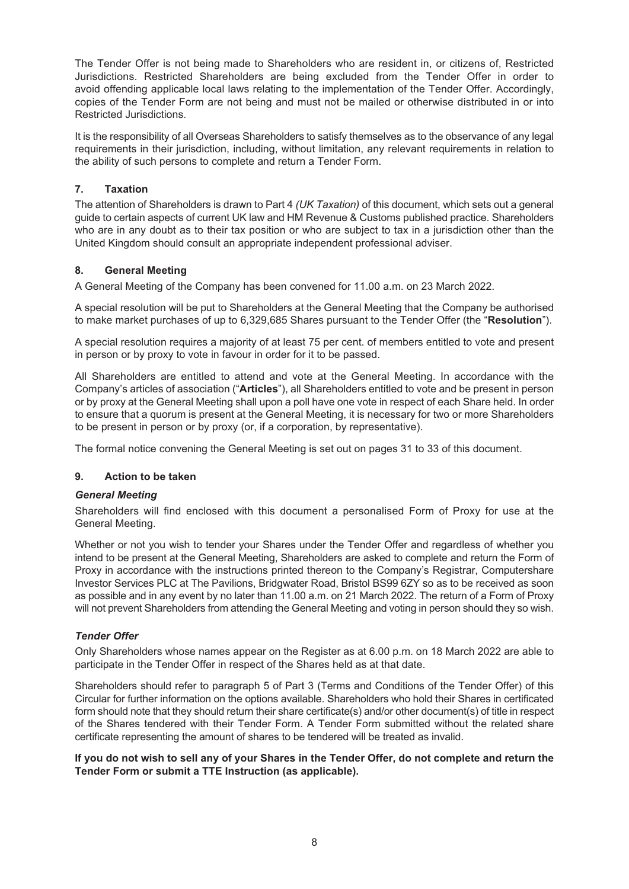The Tender Offer is not being made to Shareholders who are resident in, or citizens of, Restricted Jurisdictions. Restricted Shareholders are being excluded from the Tender Offer in order to avoid offending applicable local laws relating to the implementation of the Tender Offer. Accordingly, copies of the Tender Form are not being and must not be mailed or otherwise distributed in or into Restricted Jurisdictions.

It is the responsibility of all Overseas Shareholders to satisfy themselves as to the observance of any legal requirements in their jurisdiction, including, without limitation, any relevant requirements in relation to the ability of such persons to complete and return a Tender Form.

## 7. Taxation

The attention of Shareholders is drawn to Part 4 *(UK Taxation)* of this document, which sets out a general guide to certain aspects of current UK law and HM Revenue & Customs published practice. Shareholders who are in any doubt as to their tax position or who are subject to tax in a jurisdiction other than the United Kingdom should consult an appropriate independent professional adviser.

## 8. General Meeting

A General Meeting of the Company has been convened for 11.00 a.m. on 23 March 2022.

A special resolution will be put to Shareholders at the General Meeting that the Company be authorised to make market purchases of up to 6,329,685 Shares pursuant to the Tender Offer (the "**Resolution**").

A special resolution requires a majority of at least 75 per cent. of members entitled to vote and present in person or by proxy to vote in favour in order for it to be passed.

All Shareholders are entitled to attend and vote at the General Meeting. In accordance with the Company's articles of association ("**Articles**"), all Shareholders entitled to vote and be present in person or by proxy at the General Meeting shall upon a poll have one vote in respect of each Share held. In order to ensure that a quorum is present at the General Meeting, it is necessary for two or more Shareholders to be present in person or by proxy (or, if a corporation, by representative).

The formal notice convening the General Meeting is set out on pages 31 to 33 of this document.

## 9. Action to be taken

### *General Meeting*

Shareholders will find enclosed with this document a personalised Form of Proxy for use at the General Meeting.

Whether or not you wish to tender your Shares under the Tender Offer and regardless of whether you intend to be present at the General Meeting, Shareholders are asked to complete and return the Form of Proxy in accordance with the instructions printed thereon to the Company's Registrar, Computershare Investor Services PLC at The Pavilions, Bridgwater Road, Bristol BS99 6ZY so as to be received as soon as possible and in any event by no later than 11.00 a.m. on 21 March 2022. The return of a Form of Proxy will not prevent Shareholders from attending the General Meeting and voting in person should they so wish.

### *Tender Offer*

Only Shareholders whose names appear on the Register as at 6.00 p.m. on 18 March 2022 are able to participate in the Tender Offer in respect of the Shares held as at that date.

Shareholders should refer to paragraph 5 of Part 3 (Terms and Conditions of the Tender Offer) of this Circular for further information on the options available. Shareholders who hold their Shares in certificated form should note that they should return their share certificate(s) and/or other document(s) of title in respect of the Shares tendered with their Tender Form. A Tender Form submitted without the related share certificate representing the amount of shares to be tendered will be treated as invalid.

**If you do not wish to sell any of your Shares in the Tender Offer, do not complete and return the Tender Form or submit a TTE Instruction (as applicable).**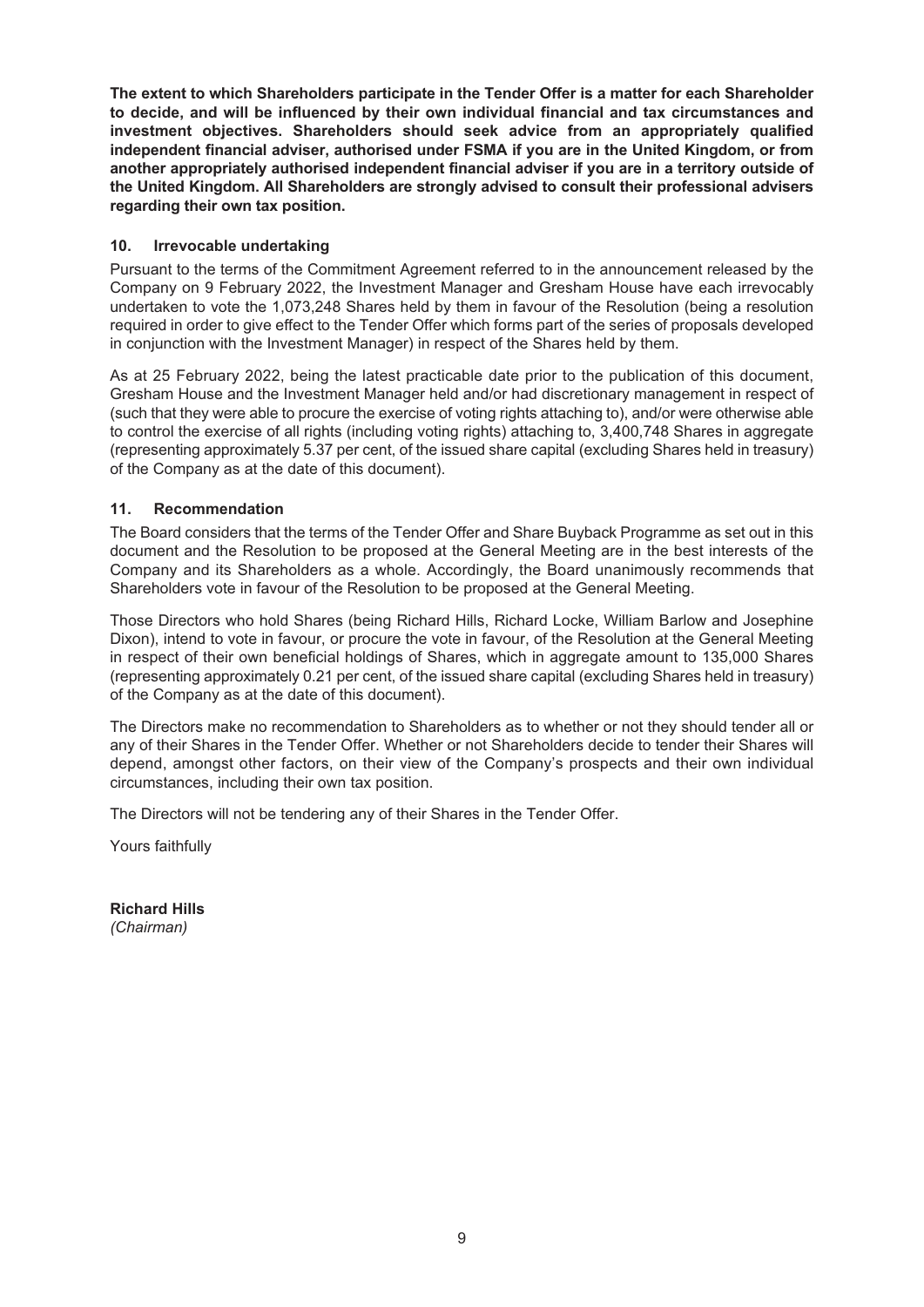**The extent to which Shareholders participate in the Tender Offer is a matter for each Shareholder to decide, and will be influenced by their own individual financial and tax circumstances and investment objectives. Shareholders should seek advice from an appropriately qualified independent financial adviser, authorised under FSMA if you are in the United Kingdom, or from another appropriately authorised independent financial adviser if you are in a territory outside of the United Kingdom. All Shareholders are strongly advised to consult their professional advisers regarding their own tax position.**

## 10. Irrevocable undertaking

Pursuant to the terms of the Commitment Agreement referred to in the announcement released by the Company on 9 February 2022, the Investment Manager and Gresham House have each irrevocably undertaken to vote the 1,073,248 Shares held by them in favour of the Resolution (being a resolution required in order to give effect to the Tender Offer which forms part of the series of proposals developed in conjunction with the Investment Manager) in respect of the Shares held by them.

As at 25 February 2022, being the latest practicable date prior to the publication of this document, Gresham House and the Investment Manager held and/or had discretionary management in respect of (such that they were able to procure the exercise of voting rights attaching to), and/or were otherwise able to control the exercise of all rights (including voting rights) attaching to, 3,400,748 Shares in aggregate (representing approximately 5.37 per cent, of the issued share capital (excluding Shares held in treasury) of the Company as at the date of this document).

## 11. Recommendation

The Board considers that the terms of the Tender Offer and Share Buyback Programme as set out in this document and the Resolution to be proposed at the General Meeting are in the best interests of the Company and its Shareholders as a whole. Accordingly, the Board unanimously recommends that Shareholders vote in favour of the Resolution to be proposed at the General Meeting.

Those Directors who hold Shares (being Richard Hills, Richard Locke, William Barlow and Josephine Dixon), intend to vote in favour, or procure the vote in favour, of the Resolution at the General Meeting in respect of their own beneficial holdings of Shares, which in aggregate amount to 135,000 Shares (representing approximately 0.21 per cent, of the issued share capital (excluding Shares held in treasury) of the Company as at the date of this document).

The Directors make no recommendation to Shareholders as to whether or not they should tender all or any of their Shares in the Tender Offer. Whether or not Shareholders decide to tender their Shares will depend, amongst other factors, on their view of the Company's prospects and their own individual circumstances, including their own tax position.

The Directors will not be tendering any of their Shares in the Tender Offer.

Yours faithfully

**Richard Hills**
*(Chairman)*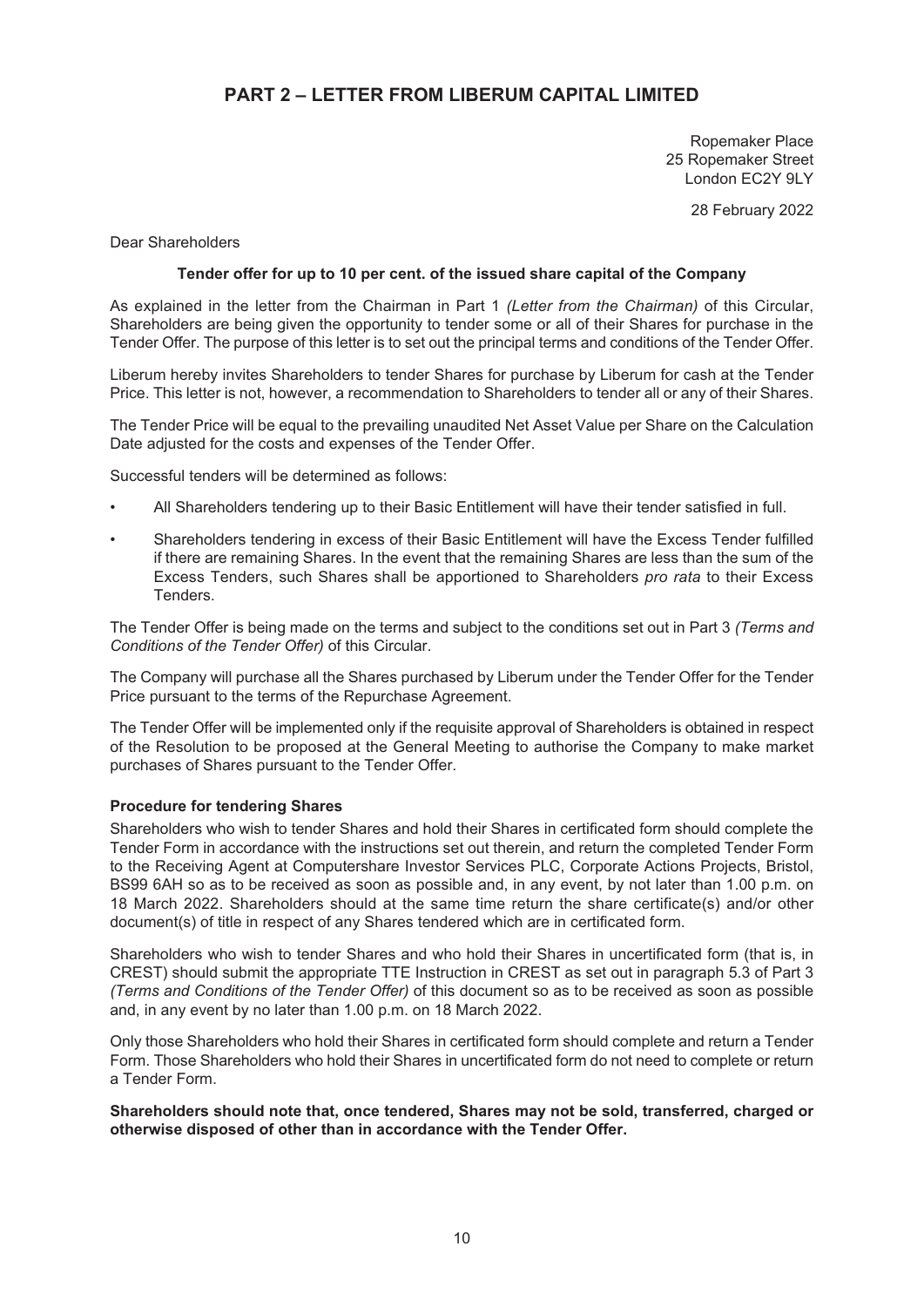# PART 2 – LETTER FROM LIBERUM CAPITAL LIMITED

Ropemaker Place
25 Ropemaker Street
London EC2Y 9LY

28 February 2022

Dear Shareholders

**Tender offer for up to 10 per cent. of the issued share capital of the Company**

As explained in the letter from the Chairman in Part 1 *(Letter from the Chairman)* of this Circular, Shareholders are being given the opportunity to tender some or all of their Shares for purchase in the Tender Offer. The purpose of this letter is to set out the principal terms and conditions of the Tender Offer.

Liberum hereby invites Shareholders to tender Shares for purchase by Liberum for cash at the Tender Price. This letter is not, however, a recommendation to Shareholders to tender all or any of their Shares.

The Tender Price will be equal to the prevailing unaudited Net Asset Value per Share on the Calculation Date adjusted for the costs and expenses of the Tender Offer.

Successful tenders will be determined as follows:

- All Shareholders tendering up to their Basic Entitlement will have their tender satisfied in full.
- Shareholders tendering in excess of their Basic Entitlement will have the Excess Tender fulfilled if there are remaining Shares. In the event that the remaining Shares are less than the sum of the Excess Tenders, such Shares shall be apportioned to Shareholders *pro rata* to their Excess Tenders.

The Tender Offer is being made on the terms and subject to the conditions set out in Part 3 *(Terms and Conditions of the Tender Offer)* of this Circular.

The Company will purchase all the Shares purchased by Liberum under the Tender Offer for the Tender Price pursuant to the terms of the Repurchase Agreement.

The Tender Offer will be implemented only if the requisite approval of Shareholders is obtained in respect of the Resolution to be proposed at the General Meeting to authorise the Company to make market purchases of Shares pursuant to the Tender Offer.

**Procedure for tendering Shares**

Shareholders who wish to tender Shares and hold their Shares in certificated form should complete the Tender Form in accordance with the instructions set out therein, and return the completed Tender Form to the Receiving Agent at Computershare Investor Services PLC, Corporate Actions Projects, Bristol, BS99 6AH so as to be received as soon as possible and, in any event, by not later than 1.00 p.m. on 18 March 2022. Shareholders should at the same time return the share certificate(s) and/or other document(s) of title in respect of any Shares tendered which are in certificated form.

Shareholders who wish to tender Shares and who hold their Shares in uncertificated form (that is, in CREST) should submit the appropriate TTE Instruction in CREST as set out in paragraph 5.3 of Part 3 *(Terms and Conditions of the Tender Offer)* of this document so as to be received as soon as possible and, in any event by no later than 1.00 p.m. on 18 March 2022.

Only those Shareholders who hold their Shares in certificated form should complete and return a Tender Form. Those Shareholders who hold their Shares in uncertificated form do not need to complete or return a Tender Form.

**Shareholders should note that, once tendered, Shares may not be sold, transferred, charged or otherwise disposed of other than in accordance with the Tender Offer.**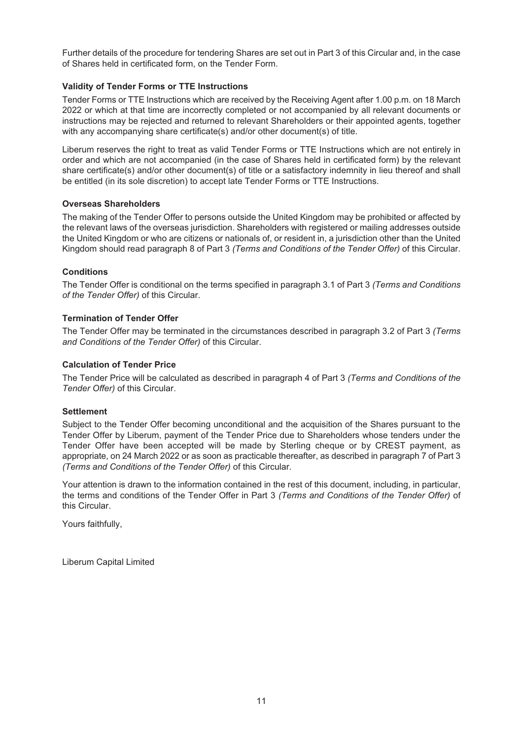Further details of the procedure for tendering Shares are set out in Part 3 of this Circular and, in the case of Shares held in certificated form, on the Tender Form.

**Validity of Tender Forms or TTE Instructions**

Tender Forms or TTE Instructions which are received by the Receiving Agent after 1.00 p.m. on 18 March 2022 or which at that time are incorrectly completed or not accompanied by all relevant documents or instructions may be rejected and returned to relevant Shareholders or their appointed agents, together with any accompanying share certificate(s) and/or other document(s) of title.

Liberum reserves the right to treat as valid Tender Forms or TTE Instructions which are not entirely in order and which are not accompanied (in the case of Shares held in certificated form) by the relevant share certificate(s) and/or other document(s) of title or a satisfactory indemnity in lieu thereof and shall be entitled (in its sole discretion) to accept late Tender Forms or TTE Instructions.

**Overseas Shareholders**

The making of the Tender Offer to persons outside the United Kingdom may be prohibited or affected by the relevant laws of the overseas jurisdiction. Shareholders with registered or mailing addresses outside the United Kingdom or who are citizens or nationals of, or resident in, a jurisdiction other than the United Kingdom should read paragraph 8 of Part 3 *(Terms and Conditions of the Tender Offer)* of this Circular.

**Conditions**

The Tender Offer is conditional on the terms specified in paragraph 3.1 of Part 3 *(Terms and Conditions of the Tender Offer)* of this Circular.

**Termination of Tender Offer**

The Tender Offer may be terminated in the circumstances described in paragraph 3.2 of Part 3 *(Terms and Conditions of the Tender Offer)* of this Circular.

**Calculation of Tender Price**

The Tender Price will be calculated as described in paragraph 4 of Part 3 *(Terms and Conditions of the Tender Offer)* of this Circular.

**Settlement**

Subject to the Tender Offer becoming unconditional and the acquisition of the Shares pursuant to the Tender Offer by Liberum, payment of the Tender Price due to Shareholders whose tenders under the Tender Offer have been accepted will be made by Sterling cheque or by CREST payment, as appropriate, on 24 March 2022 or as soon as practicable thereafter, as described in paragraph 7 of Part 3 *(Terms and Conditions of the Tender Offer)* of this Circular.

Your attention is drawn to the information contained in the rest of this document, including, in particular, the terms and conditions of the Tender Offer in Part 3 *(Terms and Conditions of the Tender Offer)* of this Circular.

Yours faithfully,

Liberum Capital Limited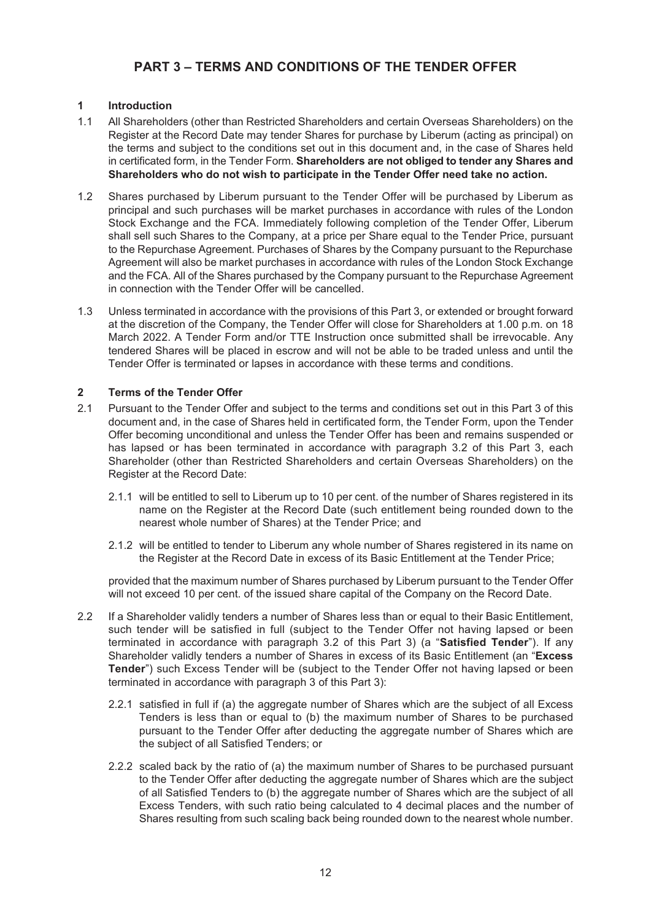# PART 3 – TERMS AND CONDITIONS OF THE TENDER OFFER

## 1 Introduction

1.1 All Shareholders (other than Restricted Shareholders and certain Overseas Shareholders) on the Register at the Record Date may tender Shares for purchase by Liberum (acting as principal) on the terms and subject to the conditions set out in this document and, in the case of Shares held in certificated form, in the Tender Form. **Shareholders are not obliged to tender any Shares and Shareholders who do not wish to participate in the Tender Offer need take no action.**

1.2 Shares purchased by Liberum pursuant to the Tender Offer will be purchased by Liberum as principal and such purchases will be market purchases in accordance with rules of the London Stock Exchange and the FCA. Immediately following completion of the Tender Offer, Liberum shall sell such Shares to the Company, at a price per Share equal to the Tender Price, pursuant to the Repurchase Agreement. Purchases of Shares by the Company pursuant to the Repurchase Agreement will also be market purchases in accordance with rules of the London Stock Exchange and the FCA. All of the Shares purchased by the Company pursuant to the Repurchase Agreement in connection with the Tender Offer will be cancelled.

1.3 Unless terminated in accordance with the provisions of this Part 3, or extended or brought forward at the discretion of the Company, the Tender Offer will close for Shareholders at 1.00 p.m. on 18 March 2022. A Tender Form and/or TTE Instruction once submitted shall be irrevocable. Any tendered Shares will be placed in escrow and will not be able to be traded unless and until the Tender Offer is terminated or lapses in accordance with these terms and conditions.

## 2 Terms of the Tender Offer

2.1 Pursuant to the Tender Offer and subject to the terms and conditions set out in this Part 3 of this document and, in the case of Shares held in certificated form, the Tender Form, upon the Tender Offer becoming unconditional and unless the Tender Offer has been and remains suspended or has lapsed or has been terminated in accordance with paragraph 3.2 of this Part 3, each Shareholder (other than Restricted Shareholders and certain Overseas Shareholders) on the Register at the Record Date:

2.1.1 will be entitled to sell to Liberum up to 10 per cent. of the number of Shares registered in its name on the Register at the Record Date (such entitlement being rounded down to the nearest whole number of Shares) at the Tender Price; and

2.1.2 will be entitled to tender to Liberum any whole number of Shares registered in its name on the Register at the Record Date in excess of its Basic Entitlement at the Tender Price;

provided that the maximum number of Shares purchased by Liberum pursuant to the Tender Offer will not exceed 10 per cent. of the issued share capital of the Company on the Record Date.

2.2 If a Shareholder validly tenders a number of Shares less than or equal to their Basic Entitlement, such tender will be satisfied in full (subject to the Tender Offer not having lapsed or been terminated in accordance with paragraph 3.2 of this Part 3) (a "**Satisfied Tender**"). If any Shareholder validly tenders a number of Shares in excess of its Basic Entitlement (an "**Excess Tender**") such Excess Tender will be (subject to the Tender Offer not having lapsed or been terminated in accordance with paragraph 3 of this Part 3):

2.2.1 satisfied in full if (a) the aggregate number of Shares which are the subject of all Excess Tenders is less than or equal to (b) the maximum number of Shares to be purchased pursuant to the Tender Offer after deducting the aggregate number of Shares which are the subject of all Satisfied Tenders; or

2.2.2 scaled back by the ratio of (a) the maximum number of Shares to be purchased pursuant to the Tender Offer after deducting the aggregate number of Shares which are the subject of all Satisfied Tenders to (b) the aggregate number of Shares which are the subject of all Excess Tenders, with such ratio being calculated to 4 decimal places and the number of Shares resulting from such scaling back being rounded down to the nearest whole number.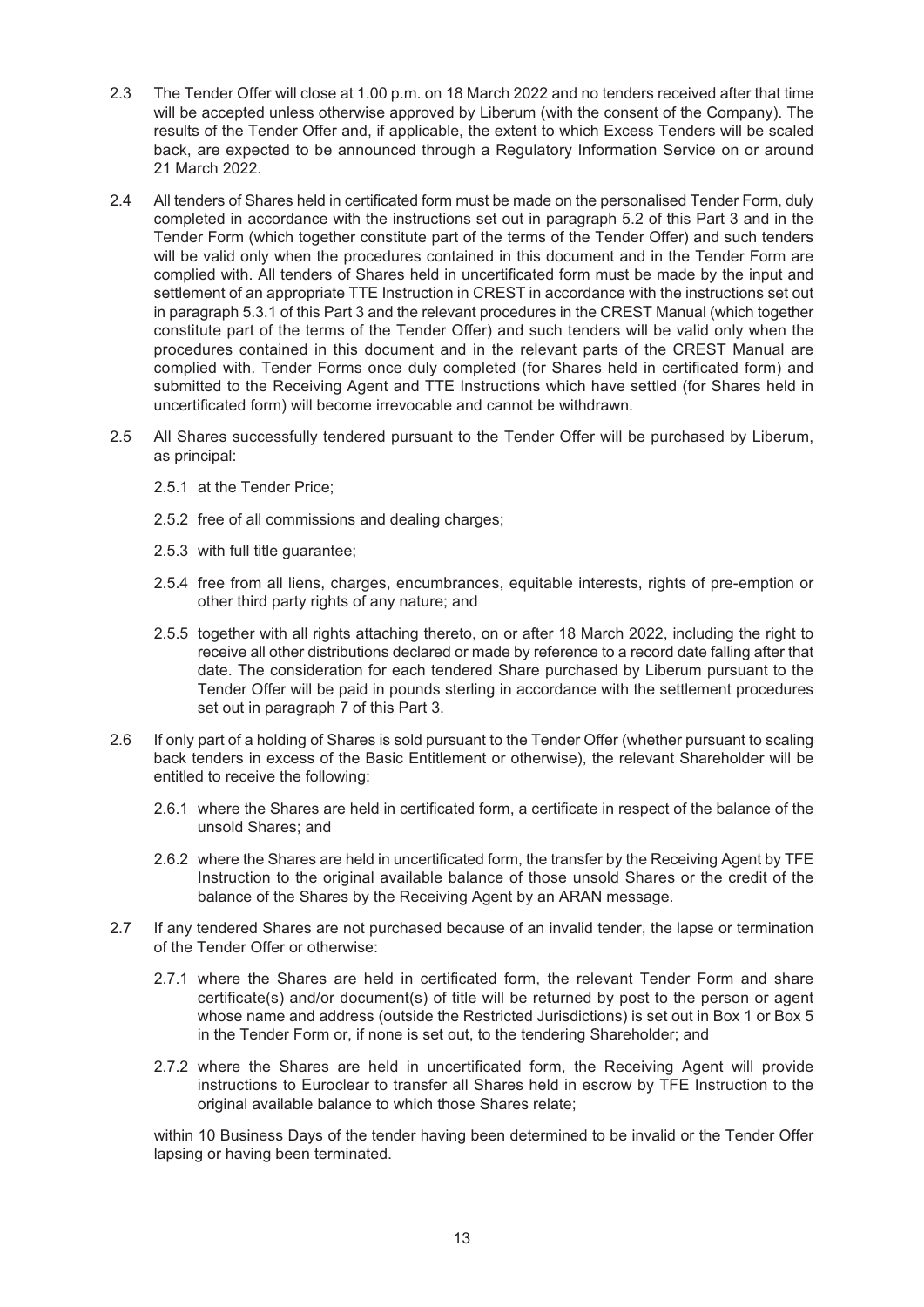2.3 The Tender Offer will close at 1.00 p.m. on 18 March 2022 and no tenders received after that time will be accepted unless otherwise approved by Liberum (with the consent of the Company). The results of the Tender Offer and, if applicable, the extent to which Excess Tenders will be scaled back, are expected to be announced through a Regulatory Information Service on or around 21 March 2022.

2.4 All tenders of Shares held in certificated form must be made on the personalised Tender Form, duly completed in accordance with the instructions set out in paragraph 5.2 of this Part 3 and in the Tender Form (which together constitute part of the terms of the Tender Offer) and such tenders will be valid only when the procedures contained in this document and in the Tender Form are complied with. All tenders of Shares held in uncertificated form must be made by the input and settlement of an appropriate TTE Instruction in CREST in accordance with the instructions set out in paragraph 5.3.1 of this Part 3 and the relevant procedures in the CREST Manual (which together constitute part of the terms of the Tender Offer) and such tenders will be valid only when the procedures contained in this document and in the relevant parts of the CREST Manual are complied with. Tender Forms once duly completed (for Shares held in certificated form) and submitted to the Receiving Agent and TTE Instructions which have settled (for Shares held in uncertificated form) will become irrevocable and cannot be withdrawn.

2.5 All Shares successfully tendered pursuant to the Tender Offer will be purchased by Liberum, as principal:

2.5.1 at the Tender Price;

2.5.2 free of all commissions and dealing charges;

2.5.3 with full title guarantee;

2.5.4 free from all liens, charges, encumbrances, equitable interests, rights of pre-emption or other third party rights of any nature; and

2.5.5 together with all rights attaching thereto, on or after 18 March 2022, including the right to receive all other distributions declared or made by reference to a record date falling after that date. The consideration for each tendered Share purchased by Liberum pursuant to the Tender Offer will be paid in pounds sterling in accordance with the settlement procedures set out in paragraph 7 of this Part 3.

2.6 If only part of a holding of Shares is sold pursuant to the Tender Offer (whether pursuant to scaling back tenders in excess of the Basic Entitlement or otherwise), the relevant Shareholder will be entitled to receive the following:

2.6.1 where the Shares are held in certificated form, a certificate in respect of the balance of the unsold Shares; and

2.6.2 where the Shares are held in uncertificated form, the transfer by the Receiving Agent by TFE Instruction to the original available balance of those unsold Shares or the credit of the balance of the Shares by the Receiving Agent by an ARAN message.

2.7 If any tendered Shares are not purchased because of an invalid tender, the lapse or termination of the Tender Offer or otherwise:

2.7.1 where the Shares are held in certificated form, the relevant Tender Form and share certificate(s) and/or document(s) of title will be returned by post to the person or agent whose name and address (outside the Restricted Jurisdictions) is set out in Box 1 or Box 5 in the Tender Form or, if none is set out, to the tendering Shareholder; and

2.7.2 where the Shares are held in uncertificated form, the Receiving Agent will provide instructions to Euroclear to transfer all Shares held in escrow by TFE Instruction to the original available balance to which those Shares relate;

within 10 Business Days of the tender having been determined to be invalid or the Tender Offer lapsing or having been terminated.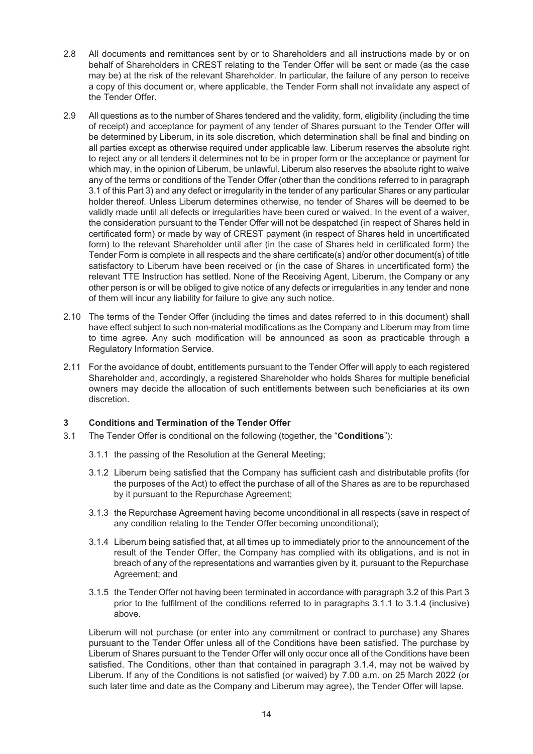2.8 All documents and remittances sent by or to Shareholders and all instructions made by or on behalf of Shareholders in CREST relating to the Tender Offer will be sent or made (as the case may be) at the risk of the relevant Shareholder. In particular, the failure of any person to receive a copy of this document or, where applicable, the Tender Form shall not invalidate any aspect of the Tender Offer.

2.9 All questions as to the number of Shares tendered and the validity, form, eligibility (including the time of receipt) and acceptance for payment of any tender of Shares pursuant to the Tender Offer will be determined by Liberum, in its sole discretion, which determination shall be final and binding on all parties except as otherwise required under applicable law. Liberum reserves the absolute right to reject any or all tenders it determines not to be in proper form or the acceptance or payment for which may, in the opinion of Liberum, be unlawful. Liberum also reserves the absolute right to waive any of the terms or conditions of the Tender Offer (other than the conditions referred to in paragraph 3.1 of this Part 3) and any defect or irregularity in the tender of any particular Shares or any particular holder thereof. Unless Liberum determines otherwise, no tender of Shares will be deemed to be validly made until all defects or irregularities have been cured or waived. In the event of a waiver, the consideration pursuant to the Tender Offer will not be despatched (in respect of Shares held in certificated form) or made by way of CREST payment (in respect of Shares held in uncertificated form) to the relevant Shareholder until after (in the case of Shares held in certificated form) the Tender Form is complete in all respects and the share certificate(s) and/or other document(s) of title satisfactory to Liberum have been received or (in the case of Shares in uncertificated form) the relevant TTE Instruction has settled. None of the Receiving Agent, Liberum, the Company or any other person is or will be obliged to give notice of any defects or irregularities in any tender and none of them will incur any liability for failure to give any such notice.

2.10 The terms of the Tender Offer (including the times and dates referred to in this document) shall have effect subject to such non-material modifications as the Company and Liberum may from time to time agree. Any such modification will be announced as soon as practicable through a Regulatory Information Service.

2.11 For the avoidance of doubt, entitlements pursuant to the Tender Offer will apply to each registered Shareholder and, accordingly, a registered Shareholder who holds Shares for multiple beneficial owners may decide the allocation of such entitlements between such beneficiaries at its own discretion.

### 3 Conditions and Termination of the Tender Offer

3.1 The Tender Offer is conditional on the following (together, the "**Conditions**"):

3.1.1 the passing of the Resolution at the General Meeting;

3.1.2 Liberum being satisfied that the Company has sufficient cash and distributable profits (for the purposes of the Act) to effect the purchase of all of the Shares as are to be repurchased by it pursuant to the Repurchase Agreement;

3.1.3 the Repurchase Agreement having become unconditional in all respects (save in respect of any condition relating to the Tender Offer becoming unconditional);

3.1.4 Liberum being satisfied that, at all times up to immediately prior to the announcement of the result of the Tender Offer, the Company has complied with its obligations, and is not in breach of any of the representations and warranties given by it, pursuant to the Repurchase Agreement; and

3.1.5 the Tender Offer not having been terminated in accordance with paragraph 3.2 of this Part 3 prior to the fulfilment of the conditions referred to in paragraphs 3.1.1 to 3.1.4 (inclusive) above.

Liberum will not purchase (or enter into any commitment or contract to purchase) any Shares pursuant to the Tender Offer unless all of the Conditions have been satisfied. The purchase by Liberum of Shares pursuant to the Tender Offer will only occur once all of the Conditions have been satisfied. The Conditions, other than that contained in paragraph 3.1.4, may not be waived by Liberum. If any of the Conditions is not satisfied (or waived) by 7.00 a.m. on 25 March 2022 (or such later time and date as the Company and Liberum may agree), the Tender Offer will lapse.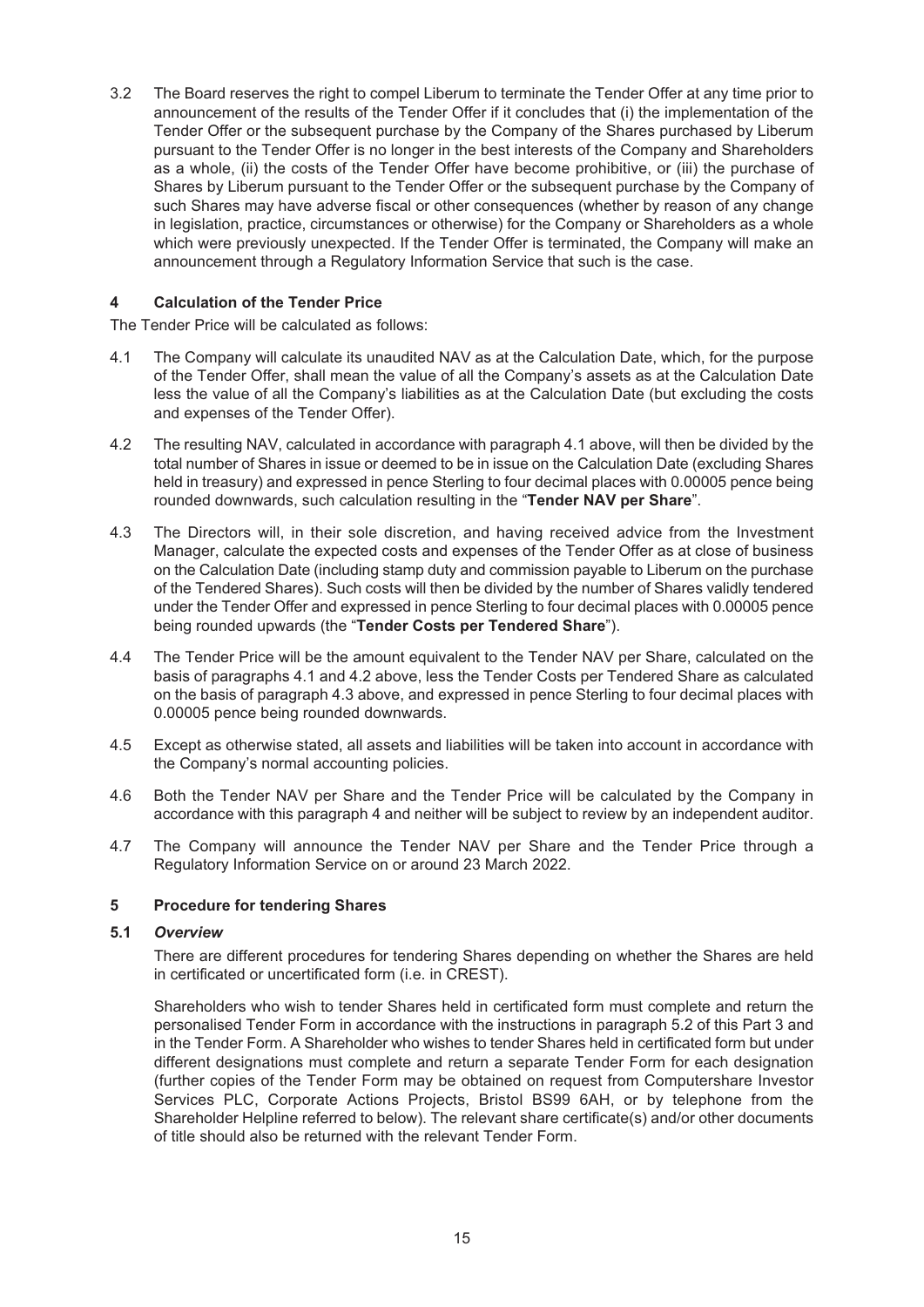3.2 The Board reserves the right to compel Liberum to terminate the Tender Offer at any time prior to announcement of the results of the Tender Offer if it concludes that (i) the implementation of the Tender Offer or the subsequent purchase by the Company of the Shares purchased by Liberum pursuant to the Tender Offer is no longer in the best interests of the Company and Shareholders as a whole, (ii) the costs of the Tender Offer have become prohibitive, or (iii) the purchase of Shares by Liberum pursuant to the Tender Offer or the subsequent purchase by the Company of such Shares may have adverse fiscal or other consequences (whether by reason of any change in legislation, practice, circumstances or otherwise) for the Company or Shareholders as a whole which were previously unexpected. If the Tender Offer is terminated, the Company will make an announcement through a Regulatory Information Service that such is the case.

## 4 Calculation of the Tender Price

The Tender Price will be calculated as follows:

4.1 The Company will calculate its unaudited NAV as at the Calculation Date, which, for the purpose of the Tender Offer, shall mean the value of all the Company's assets as at the Calculation Date less the value of all the Company's liabilities as at the Calculation Date (but excluding the costs and expenses of the Tender Offer).

4.2 The resulting NAV, calculated in accordance with paragraph 4.1 above, will then be divided by the total number of Shares in issue or deemed to be in issue on the Calculation Date (excluding Shares held in treasury) and expressed in pence Sterling to four decimal places with 0.00005 pence being rounded downwards, such calculation resulting in the "**Tender NAV per Share**".

4.3 The Directors will, in their sole discretion, and having received advice from the Investment Manager, calculate the expected costs and expenses of the Tender Offer as at close of business on the Calculation Date (including stamp duty and commission payable to Liberum on the purchase of the Tendered Shares). Such costs will then be divided by the number of Shares validly tendered under the Tender Offer and expressed in pence Sterling to four decimal places with 0.00005 pence being rounded upwards (the "**Tender Costs per Tendered Share**").

4.4 The Tender Price will be the amount equivalent to the Tender NAV per Share, calculated on the basis of paragraphs 4.1 and 4.2 above, less the Tender Costs per Tendered Share as calculated on the basis of paragraph 4.3 above, and expressed in pence Sterling to four decimal places with 0.00005 pence being rounded downwards.

4.5 Except as otherwise stated, all assets and liabilities will be taken into account in accordance with the Company's normal accounting policies.

4.6 Both the Tender NAV per Share and the Tender Price will be calculated by the Company in accordance with this paragraph 4 and neither will be subject to review by an independent auditor.

4.7 The Company will announce the Tender NAV per Share and the Tender Price through a Regulatory Information Service on or around 23 March 2022.

## 5 Procedure for tendering Shares

### 5.1 *Overview*

There are different procedures for tendering Shares depending on whether the Shares are held in certificated or uncertificated form (i.e. in CREST).

Shareholders who wish to tender Shares held in certificated form must complete and return the personalised Tender Form in accordance with the instructions in paragraph 5.2 of this Part 3 and in the Tender Form. A Shareholder who wishes to tender Shares held in certificated form but under different designations must complete and return a separate Tender Form for each designation (further copies of the Tender Form may be obtained on request from Computershare Investor Services PLC, Corporate Actions Projects, Bristol BS99 6AH, or by telephone from the Shareholder Helpline referred to below). The relevant share certificate(s) and/or other documents of title should also be returned with the relevant Tender Form.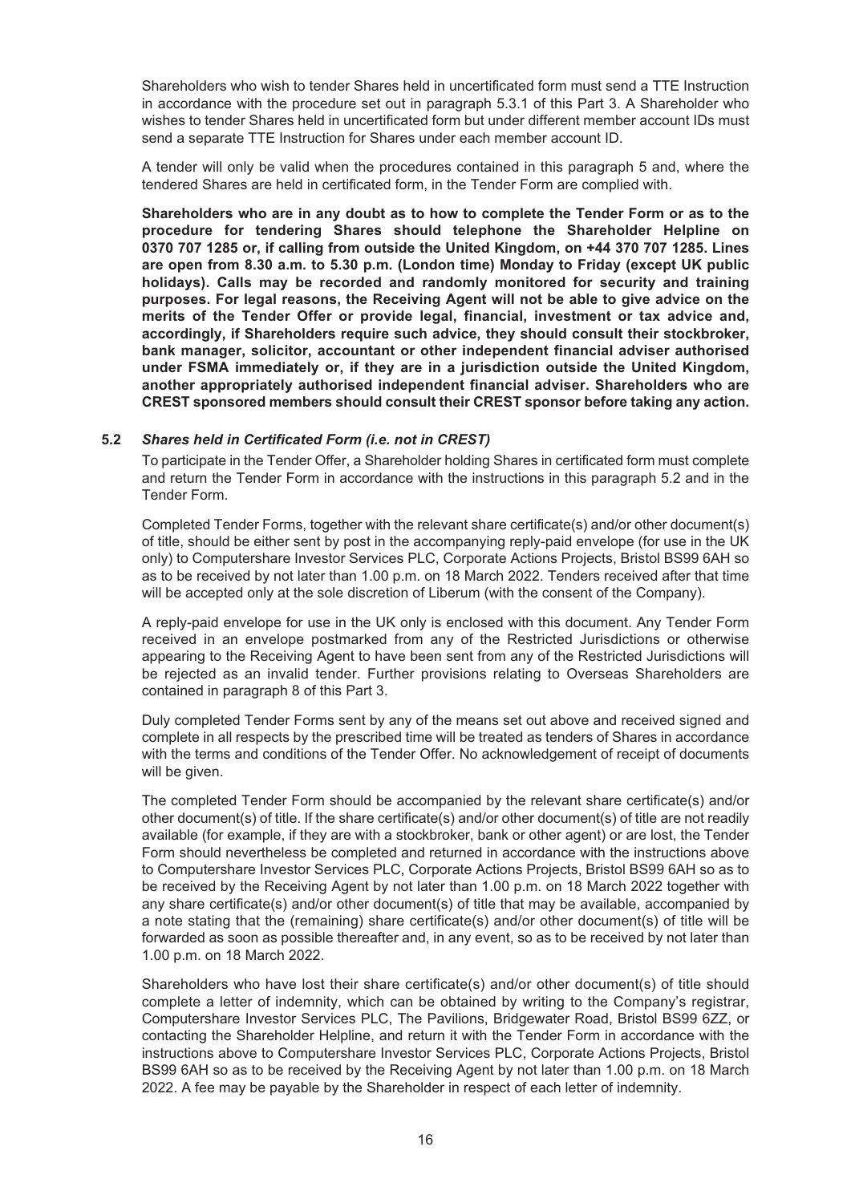Shareholders who wish to tender Shares held in uncertificated form must send a TTE Instruction in accordance with the procedure set out in paragraph 5.3.1 of this Part 3. A Shareholder who wishes to tender Shares held in uncertificated form but under different member account IDs must send a separate TTE Instruction for Shares under each member account ID.

A tender will only be valid when the procedures contained in this paragraph 5 and, where the tendered Shares are held in certificated form, in the Tender Form are complied with.

**Shareholders who are in any doubt as to how to complete the Tender Form or as to the procedure for tendering Shares should telephone the Shareholder Helpline on 0370 707 1285 or, if calling from outside the United Kingdom, on +44 370 707 1285. Lines are open from 8.30 a.m. to 5.30 p.m. (London time) Monday to Friday (except UK public holidays). Calls may be recorded and randomly monitored for security and training purposes. For legal reasons, the Receiving Agent will not be able to give advice on the merits of the Tender Offer or provide legal, financial, investment or tax advice and, accordingly, if Shareholders require such advice, they should consult their stockbroker, bank manager, solicitor, accountant or other independent financial adviser authorised under FSMA immediately or, if they are in a jurisdiction outside the United Kingdom, another appropriately authorised independent financial adviser. Shareholders who are CREST sponsored members should consult their CREST sponsor before taking any action.**

### 5.2 *Shares held in Certificated Form (i.e. not in CREST)*

To participate in the Tender Offer, a Shareholder holding Shares in certificated form must complete and return the Tender Form in accordance with the instructions in this paragraph 5.2 and in the Tender Form.

Completed Tender Forms, together with the relevant share certificate(s) and/or other document(s) of title, should be either sent by post in the accompanying reply-paid envelope (for use in the UK only) to Computershare Investor Services PLC, Corporate Actions Projects, Bristol BS99 6AH so as to be received by not later than 1.00 p.m. on 18 March 2022. Tenders received after that time will be accepted only at the sole discretion of Liberum (with the consent of the Company).

A reply-paid envelope for use in the UK only is enclosed with this document. Any Tender Form received in an envelope postmarked from any of the Restricted Jurisdictions or otherwise appearing to the Receiving Agent to have been sent from any of the Restricted Jurisdictions will be rejected as an invalid tender. Further provisions relating to Overseas Shareholders are contained in paragraph 8 of this Part 3.

Duly completed Tender Forms sent by any of the means set out above and received signed and complete in all respects by the prescribed time will be treated as tenders of Shares in accordance with the terms and conditions of the Tender Offer. No acknowledgement of receipt of documents will be given.

The completed Tender Form should be accompanied by the relevant share certificate(s) and/or other document(s) of title. If the share certificate(s) and/or other document(s) of title are not readily available (for example, if they are with a stockbroker, bank or other agent) or are lost, the Tender Form should nevertheless be completed and returned in accordance with the instructions above to Computershare Investor Services PLC, Corporate Actions Projects, Bristol BS99 6AH so as to be received by the Receiving Agent by not later than 1.00 p.m. on 18 March 2022 together with any share certificate(s) and/or other document(s) of title that may be available, accompanied by a note stating that the (remaining) share certificate(s) and/or other document(s) of title will be forwarded as soon as possible thereafter and, in any event, so as to be received by not later than 1.00 p.m. on 18 March 2022.

Shareholders who have lost their share certificate(s) and/or other document(s) of title should complete a letter of indemnity, which can be obtained by writing to the Company's registrar, Computershare Investor Services PLC, The Pavilions, Bridgewater Road, Bristol BS99 6ZZ, or contacting the Shareholder Helpline, and return it with the Tender Form in accordance with the instructions above to Computershare Investor Services PLC, Corporate Actions Projects, Bristol BS99 6AH so as to be received by the Receiving Agent by not later than 1.00 p.m. on 18 March 2022. A fee may be payable by the Shareholder in respect of each letter of indemnity.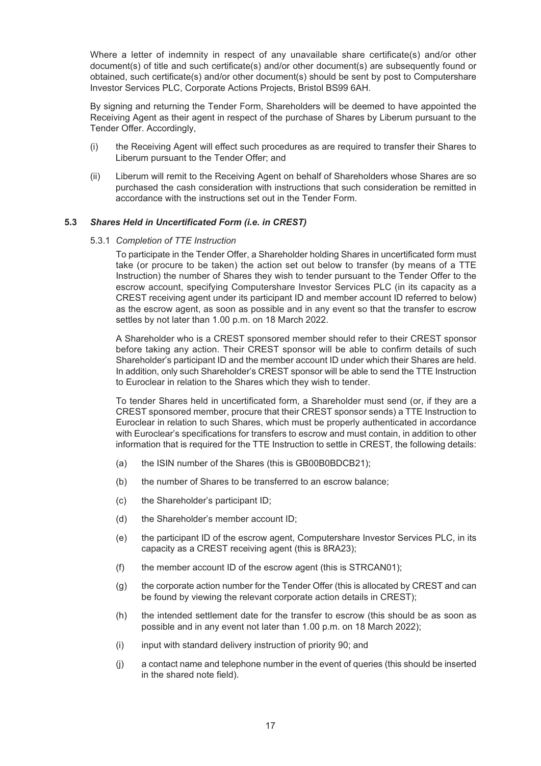Where a letter of indemnity in respect of any unavailable share certificate(s) and/or other document(s) of title and such certificate(s) and/or other document(s) are subsequently found or obtained, such certificate(s) and/or other document(s) should be sent by post to Computershare Investor Services PLC, Corporate Actions Projects, Bristol BS99 6AH.

By signing and returning the Tender Form, Shareholders will be deemed to have appointed the Receiving Agent as their agent in respect of the purchase of Shares by Liberum pursuant to the Tender Offer. Accordingly,

(i) the Receiving Agent will effect such procedures as are required to transfer their Shares to Liberum pursuant to the Tender Offer; and

(ii) Liberum will remit to the Receiving Agent on behalf of Shareholders whose Shares are so purchased the cash consideration with instructions that such consideration be remitted in accordance with the instructions set out in the Tender Form.

### 5.3 *Shares Held in Uncertificated Form (i.e. in CREST)*

5.3.1 *Completion of TTE Instruction*

To participate in the Tender Offer, a Shareholder holding Shares in uncertificated form must take (or procure to be taken) the action set out below to transfer (by means of a TTE Instruction) the number of Shares they wish to tender pursuant to the Tender Offer to the escrow account, specifying Computershare Investor Services PLC (in its capacity as a CREST receiving agent under its participant ID and member account ID referred to below) as the escrow agent, as soon as possible and in any event so that the transfer to escrow settles by not later than 1.00 p.m. on 18 March 2022.

A Shareholder who is a CREST sponsored member should refer to their CREST sponsor before taking any action. Their CREST sponsor will be able to confirm details of such Shareholder's participant ID and the member account ID under which their Shares are held. In addition, only such Shareholder's CREST sponsor will be able to send the TTE Instruction to Euroclear in relation to the Shares which they wish to tender.

To tender Shares held in uncertificated form, a Shareholder must send (or, if they are a CREST sponsored member, procure that their CREST sponsor sends) a TTE Instruction to Euroclear in relation to such Shares, which must be properly authenticated in accordance with Euroclear's specifications for transfers to escrow and must contain, in addition to other information that is required for the TTE Instruction to settle in CREST, the following details:

(a) the ISIN number of the Shares (this is GB00B0BDCB21);

(b) the number of Shares to be transferred to an escrow balance;

(c) the Shareholder's participant ID;

(d) the Shareholder's member account ID;

(e) the participant ID of the escrow agent, Computershare Investor Services PLC, in its capacity as a CREST receiving agent (this is 8RA23);

(f) the member account ID of the escrow agent (this is STRCAN01);

(g) the corporate action number for the Tender Offer (this is allocated by CREST and can be found by viewing the relevant corporate action details in CREST);

(h) the intended settlement date for the transfer to escrow (this should be as soon as possible and in any event not later than 1.00 p.m. on 18 March 2022);

(i) input with standard delivery instruction of priority 90; and

(j) a contact name and telephone number in the event of queries (this should be inserted in the shared note field).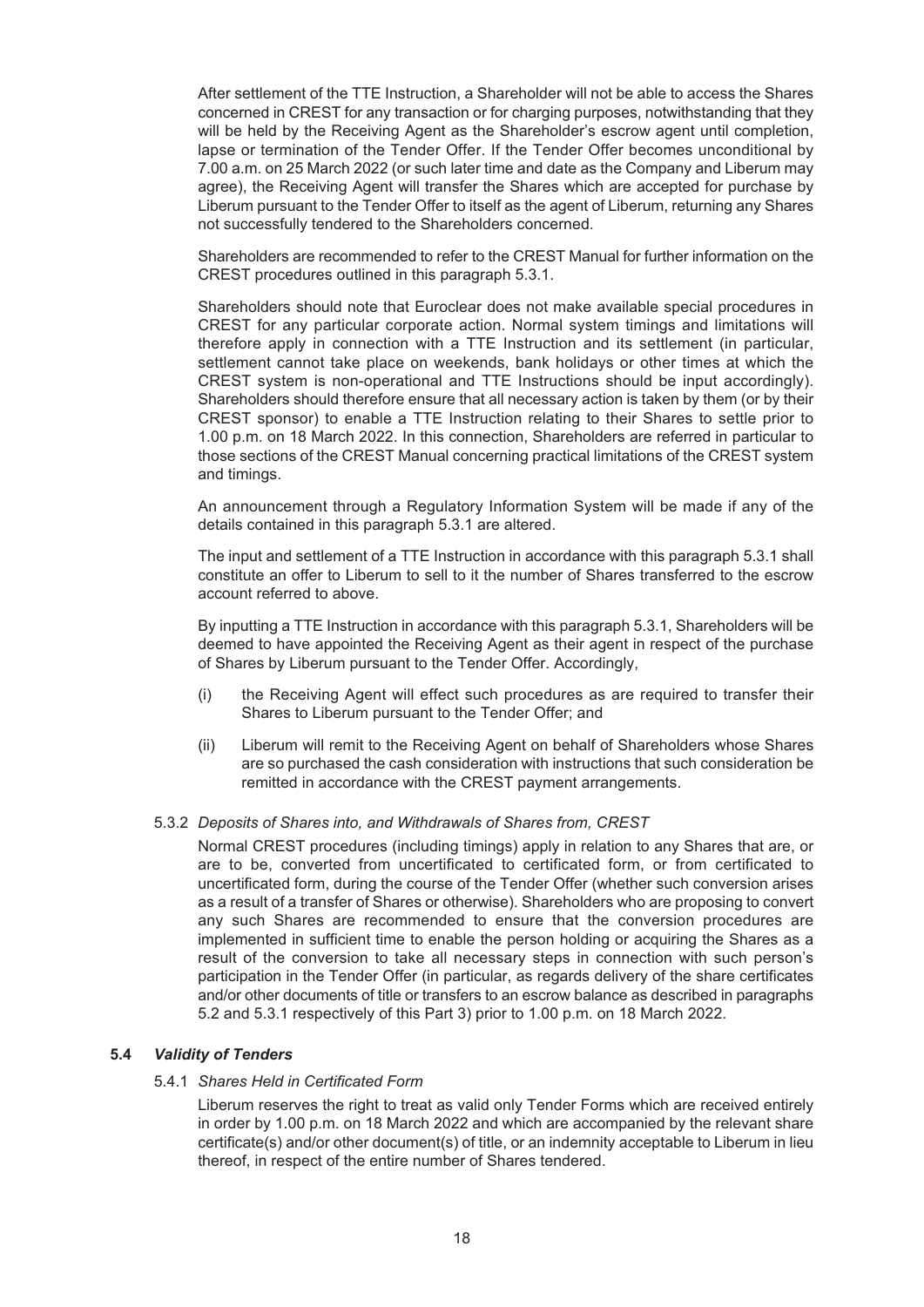After settlement of the TTE Instruction, a Shareholder will not be able to access the Shares concerned in CREST for any transaction or for charging purposes, notwithstanding that they will be held by the Receiving Agent as the Shareholder's escrow agent until completion, lapse or termination of the Tender Offer. If the Tender Offer becomes unconditional by 7.00 a.m. on 25 March 2022 (or such later time and date as the Company and Liberum may agree), the Receiving Agent will transfer the Shares which are accepted for purchase by Liberum pursuant to the Tender Offer to itself as the agent of Liberum, returning any Shares not successfully tendered to the Shareholders concerned.

Shareholders are recommended to refer to the CREST Manual for further information on the CREST procedures outlined in this paragraph 5.3.1.

Shareholders should note that Euroclear does not make available special procedures in CREST for any particular corporate action. Normal system timings and limitations will therefore apply in connection with a TTE Instruction and its settlement (in particular, settlement cannot take place on weekends, bank holidays or other times at which the CREST system is non-operational and TTE Instructions should be input accordingly). Shareholders should therefore ensure that all necessary action is taken by them (or by their CREST sponsor) to enable a TTE Instruction relating to their Shares to settle prior to 1.00 p.m. on 18 March 2022. In this connection, Shareholders are referred in particular to those sections of the CREST Manual concerning practical limitations of the CREST system and timings.

An announcement through a Regulatory Information System will be made if any of the details contained in this paragraph 5.3.1 are altered.

The input and settlement of a TTE Instruction in accordance with this paragraph 5.3.1 shall constitute an offer to Liberum to sell to it the number of Shares transferred to the escrow account referred to above.

By inputting a TTE Instruction in accordance with this paragraph 5.3.1, Shareholders will be deemed to have appointed the Receiving Agent as their agent in respect of the purchase of Shares by Liberum pursuant to the Tender Offer. Accordingly,

(i) the Receiving Agent will effect such procedures as are required to transfer their Shares to Liberum pursuant to the Tender Offer; and

(ii) Liberum will remit to the Receiving Agent on behalf of Shareholders whose Shares are so purchased the cash consideration with instructions that such consideration be remitted in accordance with the CREST payment arrangements.

5.3.2 *Deposits of Shares into, and Withdrawals of Shares from, CREST*

Normal CREST procedures (including timings) apply in relation to any Shares that are, or are to be, converted from uncertificated to certificated form, or from certificated to uncertificated form, during the course of the Tender Offer (whether such conversion arises as a result of a transfer of Shares or otherwise). Shareholders who are proposing to convert any such Shares are recommended to ensure that the conversion procedures are implemented in sufficient time to enable the person holding or acquiring the Shares as a result of the conversion to take all necessary steps in connection with such person's participation in the Tender Offer (in particular, as regards delivery of the share certificates and/or other documents of title or transfers to an escrow balance as described in paragraphs 5.2 and 5.3.1 respectively of this Part 3) prior to 1.00 p.m. on 18 March 2022.

**5.4** ***Validity of Tenders***

5.4.1 *Shares Held in Certificated Form*

Liberum reserves the right to treat as valid only Tender Forms which are received entirely in order by 1.00 p.m. on 18 March 2022 and which are accompanied by the relevant share certificate(s) and/or other document(s) of title, or an indemnity acceptable to Liberum in lieu thereof, in respect of the entire number of Shares tendered.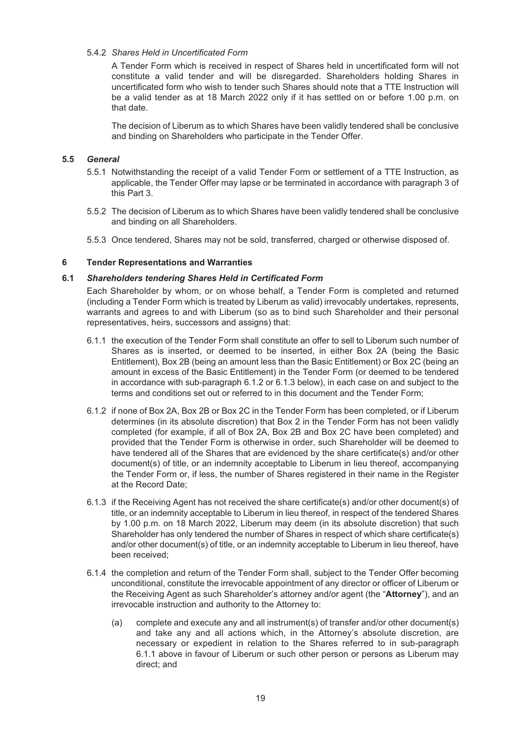5.4.2 *Shares Held in Uncertificated Form*

A Tender Form which is received in respect of Shares held in uncertificated form will not constitute a valid tender and will be disregarded. Shareholders holding Shares in uncertificated form who wish to tender such Shares should note that a TTE Instruction will be a valid tender as at 18 March 2022 only if it has settled on or before 1.00 p.m. on that date.

The decision of Liberum as to which Shares have been validly tendered shall be conclusive and binding on Shareholders who participate in the Tender Offer.

### 5.5 *General*

5.5.1 Notwithstanding the receipt of a valid Tender Form or settlement of a TTE Instruction, as applicable, the Tender Offer may lapse or be terminated in accordance with paragraph 3 of this Part 3.

5.5.2 The decision of Liberum as to which Shares have been validly tendered shall be conclusive and binding on all Shareholders.

5.5.3 Once tendered, Shares may not be sold, transferred, charged or otherwise disposed of.

## 6 Tender Representations and Warranties

### 6.1 *Shareholders tendering Shares Held in Certificated Form*

Each Shareholder by whom, or on whose behalf, a Tender Form is completed and returned (including a Tender Form which is treated by Liberum as valid) irrevocably undertakes, represents, warrants and agrees to and with Liberum (so as to bind such Shareholder and their personal representatives, heirs, successors and assigns) that:

6.1.1 the execution of the Tender Form shall constitute an offer to sell to Liberum such number of Shares as is inserted, or deemed to be inserted, in either Box 2A (being the Basic Entitlement), Box 2B (being an amount less than the Basic Entitlement) or Box 2C (being an amount in excess of the Basic Entitlement) in the Tender Form (or deemed to be tendered in accordance with sub-paragraph 6.1.2 or 6.1.3 below), in each case on and subject to the terms and conditions set out or referred to in this document and the Tender Form;

6.1.2 if none of Box 2A, Box 2B or Box 2C in the Tender Form has been completed, or if Liberum determines (in its absolute discretion) that Box 2 in the Tender Form has not been validly completed (for example, if all of Box 2A, Box 2B and Box 2C have been completed) and provided that the Tender Form is otherwise in order, such Shareholder will be deemed to have tendered all of the Shares that are evidenced by the share certificate(s) and/or other document(s) of title, or an indemnity acceptable to Liberum in lieu thereof, accompanying the Tender Form or, if less, the number of Shares registered in their name in the Register at the Record Date;

6.1.3 if the Receiving Agent has not received the share certificate(s) and/or other document(s) of title, or an indemnity acceptable to Liberum in lieu thereof, in respect of the tendered Shares by 1.00 p.m. on 18 March 2022, Liberum may deem (in its absolute discretion) that such Shareholder has only tendered the number of Shares in respect of which share certificate(s) and/or other document(s) of title, or an indemnity acceptable to Liberum in lieu thereof, have been received;

6.1.4 the completion and return of the Tender Form shall, subject to the Tender Offer becoming unconditional, constitute the irrevocable appointment of any director or officer of Liberum or the Receiving Agent as such Shareholder's attorney and/or agent (the "**Attorney**"), and an irrevocable instruction and authority to the Attorney to:

(a) complete and execute any and all instrument(s) of transfer and/or other document(s) and take any and all actions which, in the Attorney's absolute discretion, are necessary or expedient in relation to the Shares referred to in sub-paragraph 6.1.1 above in favour of Liberum or such other person or persons as Liberum may direct; and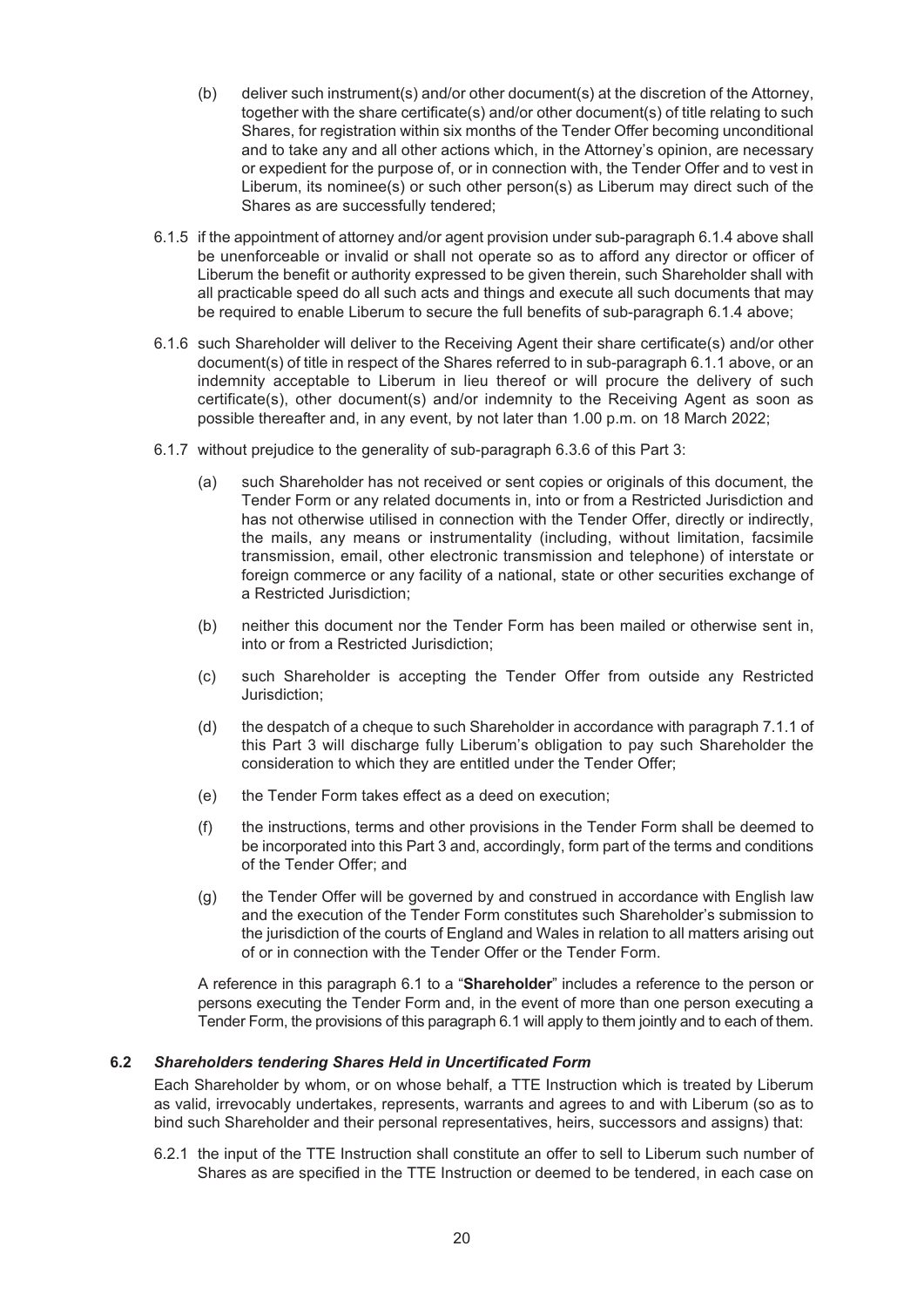(b) deliver such instrument(s) and/or other document(s) at the discretion of the Attorney, together with the share certificate(s) and/or other document(s) of title relating to such Shares, for registration within six months of the Tender Offer becoming unconditional and to take any and all other actions which, in the Attorney's opinion, are necessary or expedient for the purpose of, or in connection with, the Tender Offer and to vest in Liberum, its nominee(s) or such other person(s) as Liberum may direct such of the Shares as are successfully tendered;

6.1.5 if the appointment of attorney and/or agent provision under sub-paragraph 6.1.4 above shall be unenforceable or invalid or shall not operate so as to afford any director or officer of Liberum the benefit or authority expressed to be given therein, such Shareholder shall with all practicable speed do all such acts and things and execute all such documents that may be required to enable Liberum to secure the full benefits of sub-paragraph 6.1.4 above;

6.1.6 such Shareholder will deliver to the Receiving Agent their share certificate(s) and/or other document(s) of title in respect of the Shares referred to in sub-paragraph 6.1.1 above, or an indemnity acceptable to Liberum in lieu thereof or will procure the delivery of such certificate(s), other document(s) and/or indemnity to the Receiving Agent as soon as possible thereafter and, in any event, by not later than 1.00 p.m. on 18 March 2022;

6.1.7 without prejudice to the generality of sub-paragraph 6.3.6 of this Part 3:

(a) such Shareholder has not received or sent copies or originals of this document, the Tender Form or any related documents in, into or from a Restricted Jurisdiction and has not otherwise utilised in connection with the Tender Offer, directly or indirectly, the mails, any means or instrumentality (including, without limitation, facsimile transmission, email, other electronic transmission and telephone) of interstate or foreign commerce or any facility of a national, state or other securities exchange of a Restricted Jurisdiction;

(b) neither this document nor the Tender Form has been mailed or otherwise sent in, into or from a Restricted Jurisdiction;

(c) such Shareholder is accepting the Tender Offer from outside any Restricted Jurisdiction;

(d) the despatch of a cheque to such Shareholder in accordance with paragraph 7.1.1 of this Part 3 will discharge fully Liberum's obligation to pay such Shareholder the consideration to which they are entitled under the Tender Offer;

(e) the Tender Form takes effect as a deed on execution;

(f) the instructions, terms and other provisions in the Tender Form shall be deemed to be incorporated into this Part 3 and, accordingly, form part of the terms and conditions of the Tender Offer; and

(g) the Tender Offer will be governed by and construed in accordance with English law and the execution of the Tender Form constitutes such Shareholder's submission to the jurisdiction of the courts of England and Wales in relation to all matters arising out of or in connection with the Tender Offer or the Tender Form.

A reference in this paragraph 6.1 to a "**Shareholder**" includes a reference to the person or persons executing the Tender Form and, in the event of more than one person executing a Tender Form, the provisions of this paragraph 6.1 will apply to them jointly and to each of them.

### 6.2 *Shareholders tendering Shares Held in Uncertificated Form*

Each Shareholder by whom, or on whose behalf, a TTE Instruction which is treated by Liberum as valid, irrevocably undertakes, represents, warrants and agrees to and with Liberum (so as to bind such Shareholder and their personal representatives, heirs, successors and assigns) that:

6.2.1 the input of the TTE Instruction shall constitute an offer to sell to Liberum such number of Shares as are specified in the TTE Instruction or deemed to be tendered, in each case on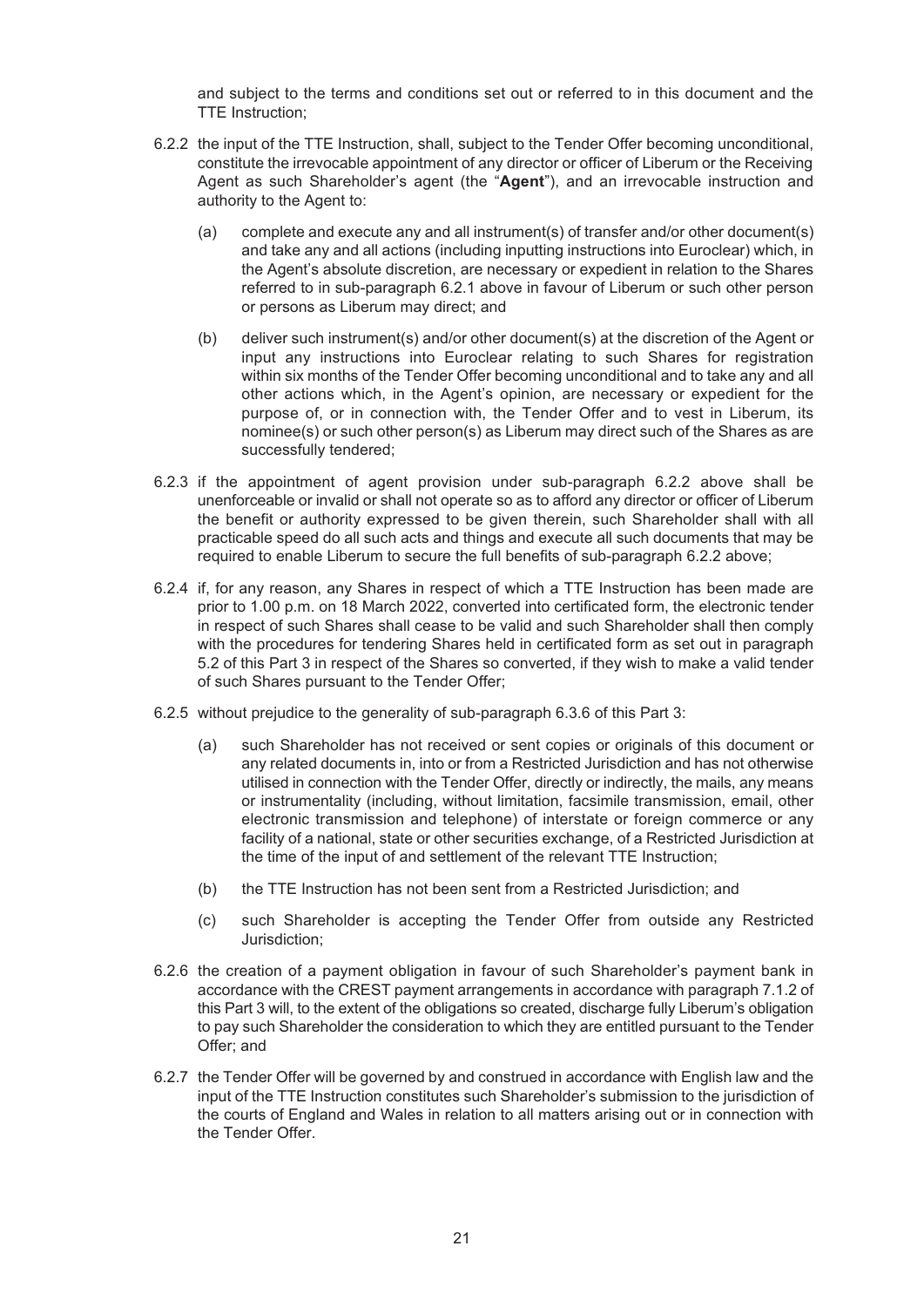and subject to the terms and conditions set out or referred to in this document and the TTE Instruction;

6.2.2 the input of the TTE Instruction, shall, subject to the Tender Offer becoming unconditional, constitute the irrevocable appointment of any director or officer of Liberum or the Receiving Agent as such Shareholder's agent (the "**Agent**"), and an irrevocable instruction and authority to the Agent to:

(a) complete and execute any and all instrument(s) of transfer and/or other document(s) and take any and all actions (including inputting instructions into Euroclear) which, in the Agent's absolute discretion, are necessary or expedient in relation to the Shares referred to in sub-paragraph 6.2.1 above in favour of Liberum or such other person or persons as Liberum may direct; and

(b) deliver such instrument(s) and/or other document(s) at the discretion of the Agent or input any instructions into Euroclear relating to such Shares for registration within six months of the Tender Offer becoming unconditional and to take any and all other actions which, in the Agent's opinion, are necessary or expedient for the purpose of, or in connection with, the Tender Offer and to vest in Liberum, its nominee(s) or such other person(s) as Liberum may direct such of the Shares as are successfully tendered;

6.2.3 if the appointment of agent provision under sub-paragraph 6.2.2 above shall be unenforceable or invalid or shall not operate so as to afford any director or officer of Liberum the benefit or authority expressed to be given therein, such Shareholder shall with all practicable speed do all such acts and things and execute all such documents that may be required to enable Liberum to secure the full benefits of sub-paragraph 6.2.2 above;

6.2.4 if, for any reason, any Shares in respect of which a TTE Instruction has been made are prior to 1.00 p.m. on 18 March 2022, converted into certificated form, the electronic tender in respect of such Shares shall cease to be valid and such Shareholder shall then comply with the procedures for tendering Shares held in certificated form as set out in paragraph 5.2 of this Part 3 in respect of the Shares so converted, if they wish to make a valid tender of such Shares pursuant to the Tender Offer;

6.2.5 without prejudice to the generality of sub-paragraph 6.3.6 of this Part 3:

(a) such Shareholder has not received or sent copies or originals of this document or any related documents in, into or from a Restricted Jurisdiction and has not otherwise utilised in connection with the Tender Offer, directly or indirectly, the mails, any means or instrumentality (including, without limitation, facsimile transmission, email, other electronic transmission and telephone) of interstate or foreign commerce or any facility of a national, state or other securities exchange, of a Restricted Jurisdiction at the time of the input of and settlement of the relevant TTE Instruction;

(b) the TTE Instruction has not been sent from a Restricted Jurisdiction; and

(c) such Shareholder is accepting the Tender Offer from outside any Restricted Jurisdiction;

6.2.6 the creation of a payment obligation in favour of such Shareholder's payment bank in accordance with the CREST payment arrangements in accordance with paragraph 7.1.2 of this Part 3 will, to the extent of the obligations so created, discharge fully Liberum's obligation to pay such Shareholder the consideration to which they are entitled pursuant to the Tender Offer; and

6.2.7 the Tender Offer will be governed by and construed in accordance with English law and the input of the TTE Instruction constitutes such Shareholder's submission to the jurisdiction of the courts of England and Wales in relation to all matters arising out or in connection with the Tender Offer.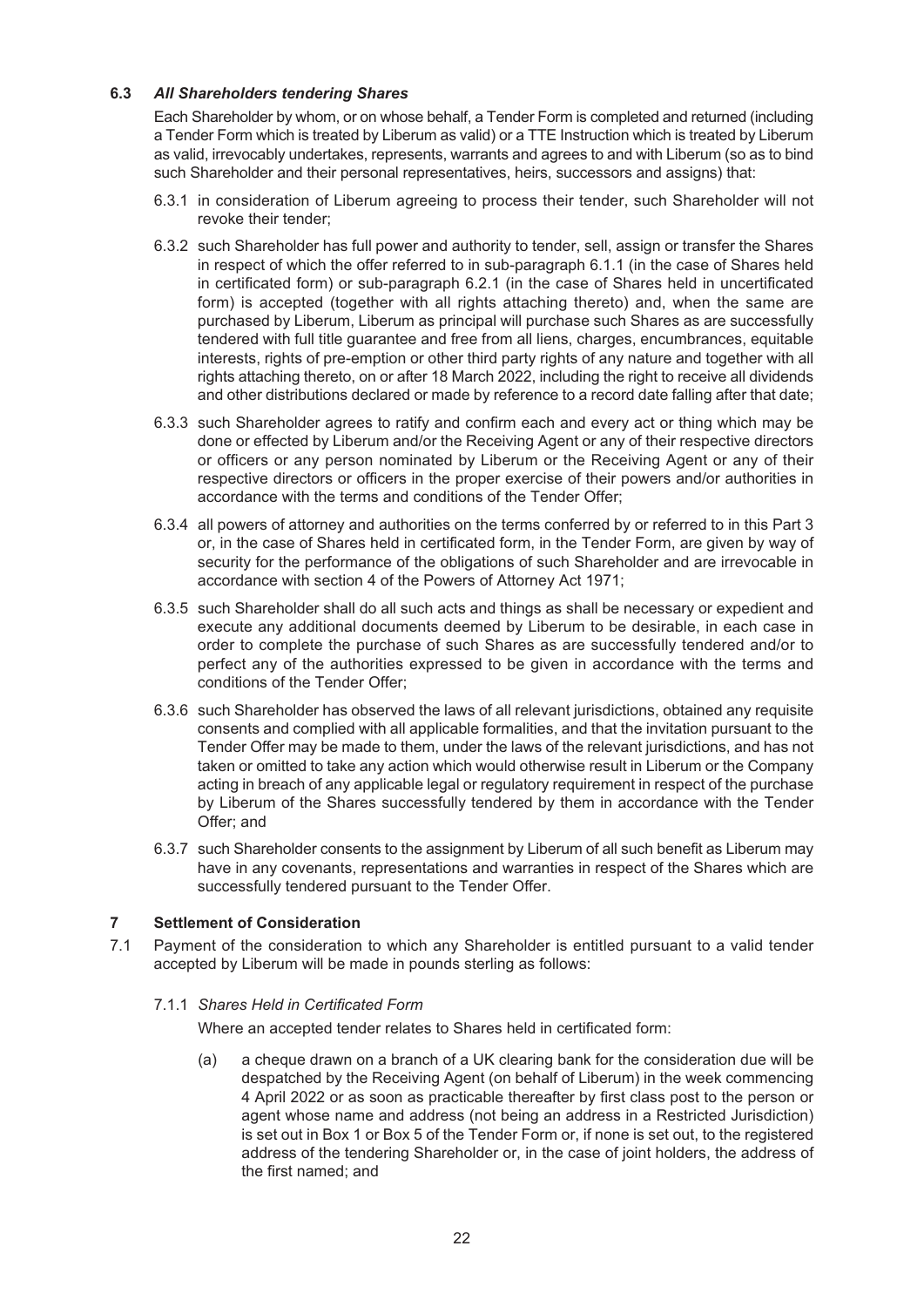### 6.3 *All Shareholders tendering Shares*

Each Shareholder by whom, or on whose behalf, a Tender Form is completed and returned (including a Tender Form which is treated by Liberum as valid) or a TTE Instruction which is treated by Liberum as valid, irrevocably undertakes, represents, warrants and agrees to and with Liberum (so as to bind such Shareholder and their personal representatives, heirs, successors and assigns) that:

6.3.1 in consideration of Liberum agreeing to process their tender, such Shareholder will not revoke their tender;

6.3.2 such Shareholder has full power and authority to tender, sell, assign or transfer the Shares in respect of which the offer referred to in sub-paragraph 6.1.1 (in the case of Shares held in certificated form) or sub-paragraph 6.2.1 (in the case of Shares held in uncertificated form) is accepted (together with all rights attaching thereto) and, when the same are purchased by Liberum, Liberum as principal will purchase such Shares as are successfully tendered with full title guarantee and free from all liens, charges, encumbrances, equitable interests, rights of pre-emption or other third party rights of any nature and together with all rights attaching thereto, on or after 18 March 2022, including the right to receive all dividends and other distributions declared or made by reference to a record date falling after that date;

6.3.3 such Shareholder agrees to ratify and confirm each and every act or thing which may be done or effected by Liberum and/or the Receiving Agent or any of their respective directors or officers or any person nominated by Liberum or the Receiving Agent or any of their respective directors or officers in the proper exercise of their powers and/or authorities in accordance with the terms and conditions of the Tender Offer;

6.3.4 all powers of attorney and authorities on the terms conferred by or referred to in this Part 3 or, in the case of Shares held in certificated form, in the Tender Form, are given by way of security for the performance of the obligations of such Shareholder and are irrevocable in accordance with section 4 of the Powers of Attorney Act 1971;

6.3.5 such Shareholder shall do all such acts and things as shall be necessary or expedient and execute any additional documents deemed by Liberum to be desirable, in each case in order to complete the purchase of such Shares as are successfully tendered and/or to perfect any of the authorities expressed to be given in accordance with the terms and conditions of the Tender Offer;

6.3.6 such Shareholder has observed the laws of all relevant jurisdictions, obtained any requisite consents and complied with all applicable formalities, and that the invitation pursuant to the Tender Offer may be made to them, under the laws of the relevant jurisdictions, and has not taken or omitted to take any action which would otherwise result in Liberum or the Company acting in breach of any applicable legal or regulatory requirement in respect of the purchase by Liberum of the Shares successfully tendered by them in accordance with the Tender Offer; and

6.3.7 such Shareholder consents to the assignment by Liberum of all such benefit as Liberum may have in any covenants, representations and warranties in respect of the Shares which are successfully tendered pursuant to the Tender Offer.

## 7 Settlement of Consideration

7.1 Payment of the consideration to which any Shareholder is entitled pursuant to a valid tender accepted by Liberum will be made in pounds sterling as follows:

7.1.1 *Shares Held in Certificated Form*

Where an accepted tender relates to Shares held in certificated form:

(a) a cheque drawn on a branch of a UK clearing bank for the consideration due will be despatched by the Receiving Agent (on behalf of Liberum) in the week commencing 4 April 2022 or as soon as practicable thereafter by first class post to the person or agent whose name and address (not being an address in a Restricted Jurisdiction) is set out in Box 1 or Box 5 of the Tender Form or, if none is set out, to the registered address of the tendering Shareholder or, in the case of joint holders, the address of the first named; and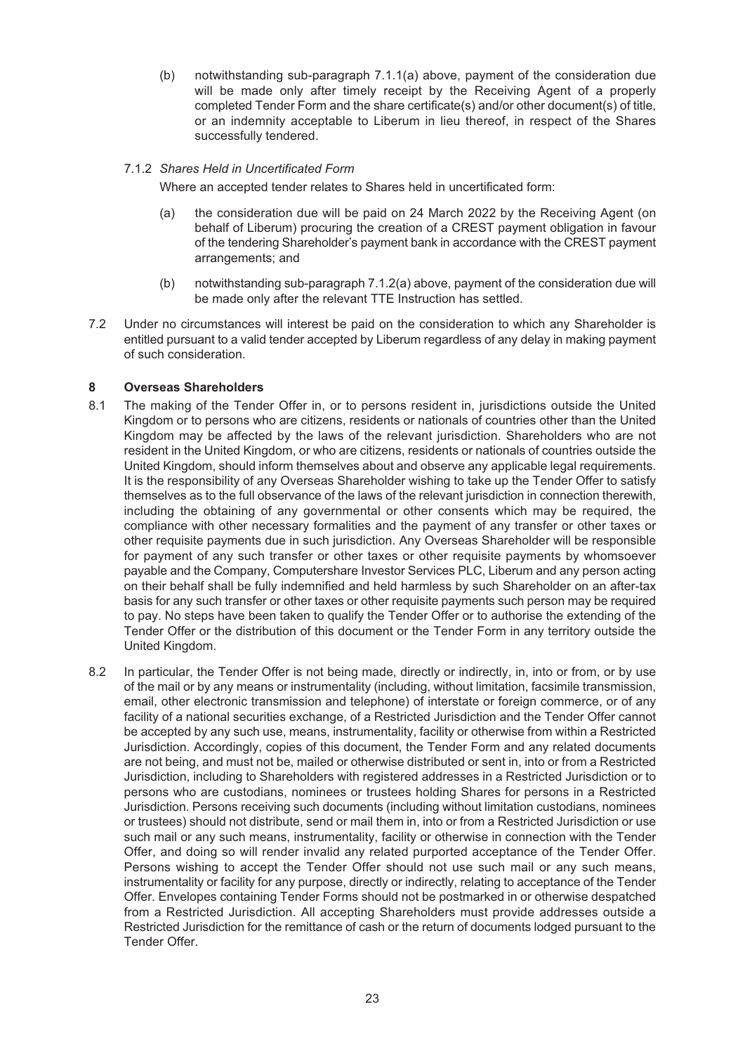(b) notwithstanding sub-paragraph 7.1.1(a) above, payment of the consideration due will be made only after timely receipt by the Receiving Agent of a properly completed Tender Form and the share certificate(s) and/or other document(s) of title, or an indemnity acceptable to Liberum in lieu thereof, in respect of the Shares successfully tendered.

7.1.2 *Shares Held in Uncertificated Form*

Where an accepted tender relates to Shares held in uncertificated form:

(a) the consideration due will be paid on 24 March 2022 by the Receiving Agent (on behalf of Liberum) procuring the creation of a CREST payment obligation in favour of the tendering Shareholder's payment bank in accordance with the CREST payment arrangements; and

(b) notwithstanding sub-paragraph 7.1.2(a) above, payment of the consideration due will be made only after the relevant TTE Instruction has settled.

7.2 Under no circumstances will interest be paid on the consideration to which any Shareholder is entitled pursuant to a valid tender accepted by Liberum regardless of any delay in making payment of such consideration.

## 8 Overseas Shareholders

8.1 The making of the Tender Offer in, or to persons resident in, jurisdictions outside the United Kingdom or to persons who are citizens, residents or nationals of countries other than the United Kingdom may be affected by the laws of the relevant jurisdiction. Shareholders who are not resident in the United Kingdom, or who are citizens, residents or nationals of countries outside the United Kingdom, should inform themselves about and observe any applicable legal requirements. It is the responsibility of any Overseas Shareholder wishing to take up the Tender Offer to satisfy themselves as to the full observance of the laws of the relevant jurisdiction in connection therewith, including the obtaining of any governmental or other consents which may be required, the compliance with other necessary formalities and the payment of any transfer or other taxes or other requisite payments due in such jurisdiction. Any Overseas Shareholder will be responsible for payment of any such transfer or other taxes or other requisite payments by whomsoever payable and the Company, Computershare Investor Services PLC, Liberum and any person acting on their behalf shall be fully indemnified and held harmless by such Shareholder on an after-tax basis for any such transfer or other taxes or other requisite payments such person may be required to pay. No steps have been taken to qualify the Tender Offer or to authorise the extending of the Tender Offer or the distribution of this document or the Tender Form in any territory outside the United Kingdom.

8.2 In particular, the Tender Offer is not being made, directly or indirectly, in, into or from, or by use of the mail or by any means or instrumentality (including, without limitation, facsimile transmission, email, other electronic transmission and telephone) of interstate or foreign commerce, or of any facility of a national securities exchange, of a Restricted Jurisdiction and the Tender Offer cannot be accepted by any such use, means, instrumentality, facility or otherwise from within a Restricted Jurisdiction. Accordingly, copies of this document, the Tender Form and any related documents are not being, and must not be, mailed or otherwise distributed or sent in, into or from a Restricted Jurisdiction, including to Shareholders with registered addresses in a Restricted Jurisdiction or to persons who are custodians, nominees or trustees holding Shares for persons in a Restricted Jurisdiction. Persons receiving such documents (including without limitation custodians, nominees or trustees) should not distribute, send or mail them in, into or from a Restricted Jurisdiction or use such mail or any such means, instrumentality, facility or otherwise in connection with the Tender Offer, and doing so will render invalid any related purported acceptance of the Tender Offer. Persons wishing to accept the Tender Offer should not use such mail or any such means, instrumentality or facility for any purpose, directly or indirectly, relating to acceptance of the Tender Offer. Envelopes containing Tender Forms should not be postmarked in or otherwise despatched from a Restricted Jurisdiction. All accepting Shareholders must provide addresses outside a Restricted Jurisdiction for the remittance of cash or the return of documents lodged pursuant to the Tender Offer.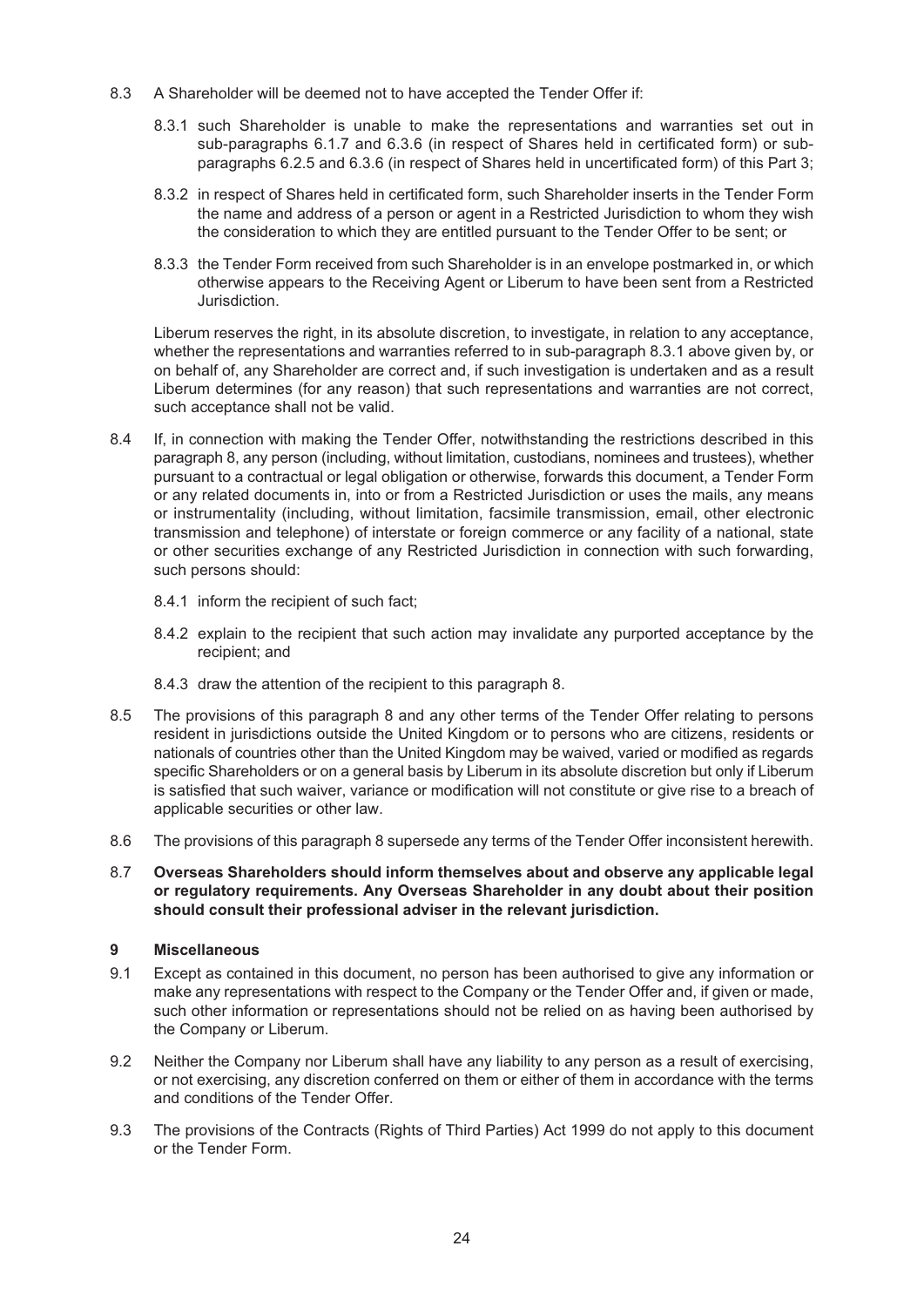8.3 A Shareholder will be deemed not to have accepted the Tender Offer if:

8.3.1 such Shareholder is unable to make the representations and warranties set out in sub-paragraphs 6.1.7 and 6.3.6 (in respect of Shares held in certificated form) or sub-paragraphs 6.2.5 and 6.3.6 (in respect of Shares held in uncertificated form) of this Part 3;

8.3.2 in respect of Shares held in certificated form, such Shareholder inserts in the Tender Form the name and address of a person or agent in a Restricted Jurisdiction to whom they wish the consideration to which they are entitled pursuant to the Tender Offer to be sent; or

8.3.3 the Tender Form received from such Shareholder is in an envelope postmarked in, or which otherwise appears to the Receiving Agent or Liberum to have been sent from a Restricted Jurisdiction.

Liberum reserves the right, in its absolute discretion, to investigate, in relation to any acceptance, whether the representations and warranties referred to in sub-paragraph 8.3.1 above given by, or on behalf of, any Shareholder are correct and, if such investigation is undertaken and as a result Liberum determines (for any reason) that such representations and warranties are not correct, such acceptance shall not be valid.

8.4 If, in connection with making the Tender Offer, notwithstanding the restrictions described in this paragraph 8, any person (including, without limitation, custodians, nominees and trustees), whether pursuant to a contractual or legal obligation or otherwise, forwards this document, a Tender Form or any related documents in, into or from a Restricted Jurisdiction or uses the mails, any means or instrumentality (including, without limitation, facsimile transmission, email, other electronic transmission and telephone) of interstate or foreign commerce or any facility of a national, state or other securities exchange of any Restricted Jurisdiction in connection with such forwarding, such persons should:

8.4.1 inform the recipient of such fact;

8.4.2 explain to the recipient that such action may invalidate any purported acceptance by the recipient; and

8.4.3 draw the attention of the recipient to this paragraph 8.

8.5 The provisions of this paragraph 8 and any other terms of the Tender Offer relating to persons resident in jurisdictions outside the United Kingdom or to persons who are citizens, residents or nationals of countries other than the United Kingdom may be waived, varied or modified as regards specific Shareholders or on a general basis by Liberum in its absolute discretion but only if Liberum is satisfied that such waiver, variance or modification will not constitute or give rise to a breach of applicable securities or other law.

8.6 The provisions of this paragraph 8 supersede any terms of the Tender Offer inconsistent herewith.

8.7 **Overseas Shareholders should inform themselves about and observe any applicable legal or regulatory requirements. Any Overseas Shareholder in any doubt about their position should consult their professional adviser in the relevant jurisdiction.**

## 9 Miscellaneous

9.1 Except as contained in this document, no person has been authorised to give any information or make any representations with respect to the Company or the Tender Offer and, if given or made, such other information or representations should not be relied on as having been authorised by the Company or Liberum.

9.2 Neither the Company nor Liberum shall have any liability to any person as a result of exercising, or not exercising, any discretion conferred on them or either of them in accordance with the terms and conditions of the Tender Offer.

9.3 The provisions of the Contracts (Rights of Third Parties) Act 1999 do not apply to this document or the Tender Form.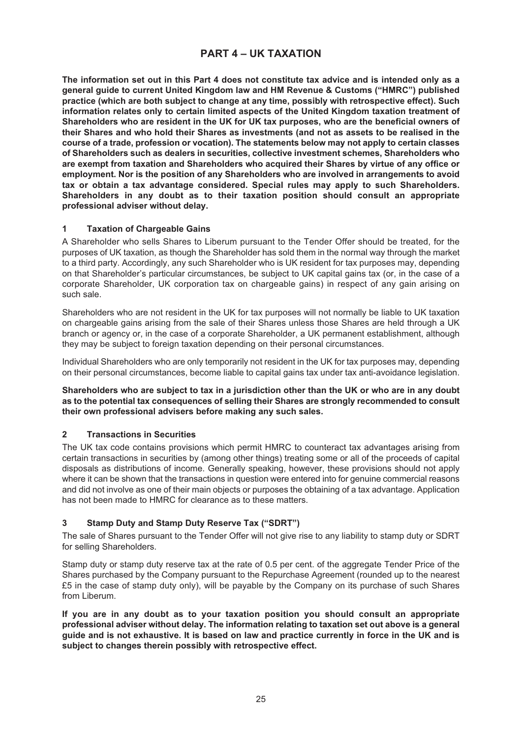# PART 4 – UK TAXATION

**The information set out in this Part 4 does not constitute tax advice and is intended only as a general guide to current United Kingdom law and HM Revenue & Customs ("HMRC") published practice (which are both subject to change at any time, possibly with retrospective effect). Such information relates only to certain limited aspects of the United Kingdom taxation treatment of Shareholders who are resident in the UK for UK tax purposes, who are the beneficial owners of their Shares and who hold their Shares as investments (and not as assets to be realised in the course of a trade, profession or vocation). The statements below may not apply to certain classes of Shareholders such as dealers in securities, collective investment schemes, Shareholders who are exempt from taxation and Shareholders who acquired their Shares by virtue of any office or employment. Nor is the position of any Shareholders who are involved in arrangements to avoid tax or obtain a tax advantage considered. Special rules may apply to such Shareholders. Shareholders in any doubt as to their taxation position should consult an appropriate professional adviser without delay.**

## 1 Taxation of Chargeable Gains

A Shareholder who sells Shares to Liberum pursuant to the Tender Offer should be treated, for the purposes of UK taxation, as though the Shareholder has sold them in the normal way through the market to a third party. Accordingly, any such Shareholder who is UK resident for tax purposes may, depending on that Shareholder's particular circumstances, be subject to UK capital gains tax (or, in the case of a corporate Shareholder, UK corporation tax on chargeable gains) in respect of any gain arising on such sale.

Shareholders who are not resident in the UK for tax purposes will not normally be liable to UK taxation on chargeable gains arising from the sale of their Shares unless those Shares are held through a UK branch or agency or, in the case of a corporate Shareholder, a UK permanent establishment, although they may be subject to foreign taxation depending on their personal circumstances.

Individual Shareholders who are only temporarily not resident in the UK for tax purposes may, depending on their personal circumstances, become liable to capital gains tax under tax anti-avoidance legislation.

**Shareholders who are subject to tax in a jurisdiction other than the UK or who are in any doubt as to the potential tax consequences of selling their Shares are strongly recommended to consult their own professional advisers before making any such sales.**

## 2 Transactions in Securities

The UK tax code contains provisions which permit HMRC to counteract tax advantages arising from certain transactions in securities by (among other things) treating some or all of the proceeds of capital disposals as distributions of income. Generally speaking, however, these provisions should not apply where it can be shown that the transactions in question were entered into for genuine commercial reasons and did not involve as one of their main objects or purposes the obtaining of a tax advantage. Application has not been made to HMRC for clearance as to these matters.

## 3 Stamp Duty and Stamp Duty Reserve Tax ("SDRT")

The sale of Shares pursuant to the Tender Offer will not give rise to any liability to stamp duty or SDRT for selling Shareholders.

Stamp duty or stamp duty reserve tax at the rate of 0.5 per cent. of the aggregate Tender Price of the Shares purchased by the Company pursuant to the Repurchase Agreement (rounded up to the nearest £5 in the case of stamp duty only), will be payable by the Company on its purchase of such Shares from Liberum.

**If you are in any doubt as to your taxation position you should consult an appropriate professional adviser without delay. The information relating to taxation set out above is a general guide and is not exhaustive. It is based on law and practice currently in force in the UK and is subject to changes therein possibly with retrospective effect.**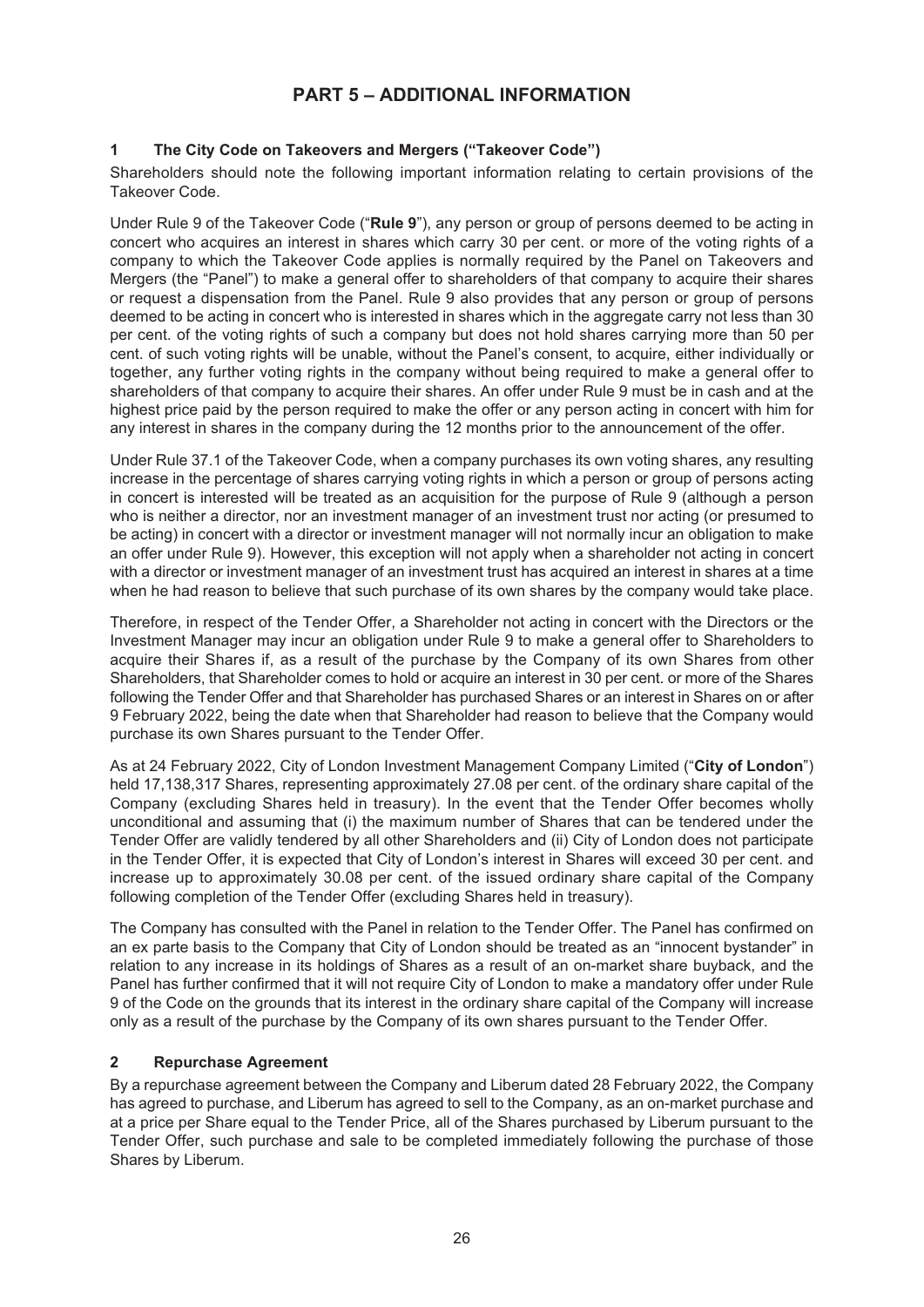# PART 5 – ADDITIONAL INFORMATION

## 1 The City Code on Takeovers and Mergers ("Takeover Code")

Shareholders should note the following important information relating to certain provisions of the Takeover Code.

Under Rule 9 of the Takeover Code ("**Rule 9**"), any person or group of persons deemed to be acting in concert who acquires an interest in shares which carry 30 per cent. or more of the voting rights of a company to which the Takeover Code applies is normally required by the Panel on Takeovers and Mergers (the "Panel") to make a general offer to shareholders of that company to acquire their shares or request a dispensation from the Panel. Rule 9 also provides that any person or group of persons deemed to be acting in concert who is interested in shares which in the aggregate carry not less than 30 per cent. of the voting rights of such a company but does not hold shares carrying more than 50 per cent. of such voting rights will be unable, without the Panel's consent, to acquire, either individually or together, any further voting rights in the company without being required to make a general offer to shareholders of that company to acquire their shares. An offer under Rule 9 must be in cash and at the highest price paid by the person required to make the offer or any person acting in concert with him for any interest in shares in the company during the 12 months prior to the announcement of the offer.

Under Rule 37.1 of the Takeover Code, when a company purchases its own voting shares, any resulting increase in the percentage of shares carrying voting rights in which a person or group of persons acting in concert is interested will be treated as an acquisition for the purpose of Rule 9 (although a person who is neither a director, nor an investment manager of an investment trust nor acting (or presumed to be acting) in concert with a director or investment manager will not normally incur an obligation to make an offer under Rule 9). However, this exception will not apply when a shareholder not acting in concert with a director or investment manager of an investment trust has acquired an interest in shares at a time when he had reason to believe that such purchase of its own shares by the company would take place.

Therefore, in respect of the Tender Offer, a Shareholder not acting in concert with the Directors or the Investment Manager may incur an obligation under Rule 9 to make a general offer to Shareholders to acquire their Shares if, as a result of the purchase by the Company of its own Shares from other Shareholders, that Shareholder comes to hold or acquire an interest in 30 per cent. or more of the Shares following the Tender Offer and that Shareholder has purchased Shares or an interest in Shares on or after 9 February 2022, being the date when that Shareholder had reason to believe that the Company would purchase its own Shares pursuant to the Tender Offer.

As at 24 February 2022, City of London Investment Management Company Limited ("**City of London**") held 17,138,317 Shares, representing approximately 27.08 per cent. of the ordinary share capital of the Company (excluding Shares held in treasury). In the event that the Tender Offer becomes wholly unconditional and assuming that (i) the maximum number of Shares that can be tendered under the Tender Offer are validly tendered by all other Shareholders and (ii) City of London does not participate in the Tender Offer, it is expected that City of London's interest in Shares will exceed 30 per cent. and increase up to approximately 30.08 per cent. of the issued ordinary share capital of the Company following completion of the Tender Offer (excluding Shares held in treasury).

The Company has consulted with the Panel in relation to the Tender Offer. The Panel has confirmed on an ex parte basis to the Company that City of London should be treated as an "innocent bystander" in relation to any increase in its holdings of Shares as a result of an on-market share buyback, and the Panel has further confirmed that it will not require City of London to make a mandatory offer under Rule 9 of the Code on the grounds that its interest in the ordinary share capital of the Company will increase only as a result of the purchase by the Company of its own shares pursuant to the Tender Offer.

## 2 Repurchase Agreement

By a repurchase agreement between the Company and Liberum dated 28 February 2022, the Company has agreed to purchase, and Liberum has agreed to sell to the Company, as an on-market purchase and at a price per Share equal to the Tender Price, all of the Shares purchased by Liberum pursuant to the Tender Offer, such purchase and sale to be completed immediately following the purchase of those Shares by Liberum.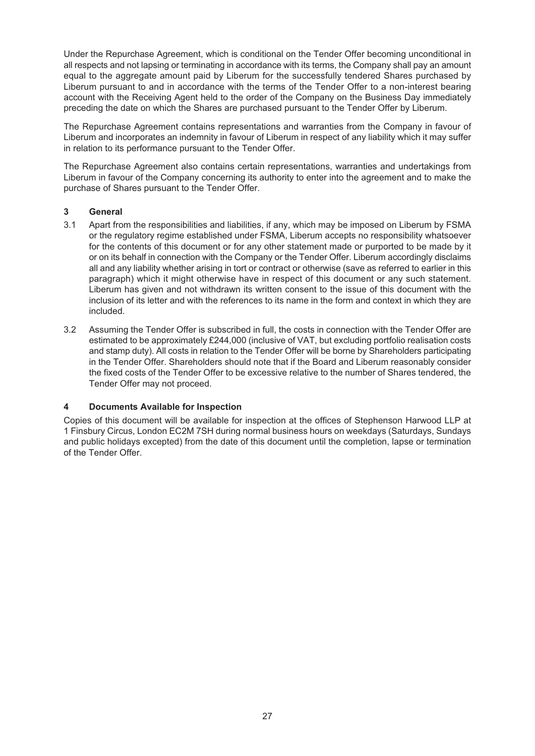Under the Repurchase Agreement, which is conditional on the Tender Offer becoming unconditional in all respects and not lapsing or terminating in accordance with its terms, the Company shall pay an amount equal to the aggregate amount paid by Liberum for the successfully tendered Shares purchased by Liberum pursuant to and in accordance with the terms of the Tender Offer to a non-interest bearing account with the Receiving Agent held to the order of the Company on the Business Day immediately preceding the date on which the Shares are purchased pursuant to the Tender Offer by Liberum.

The Repurchase Agreement contains representations and warranties from the Company in favour of Liberum and incorporates an indemnity in favour of Liberum in respect of any liability which it may suffer in relation to its performance pursuant to the Tender Offer.

The Repurchase Agreement also contains certain representations, warranties and undertakings from Liberum in favour of the Company concerning its authority to enter into the agreement and to make the purchase of Shares pursuant to the Tender Offer.

## 3 General

3.1 Apart from the responsibilities and liabilities, if any, which may be imposed on Liberum by FSMA or the regulatory regime established under FSMA, Liberum accepts no responsibility whatsoever for the contents of this document or for any other statement made or purported to be made by it or on its behalf in connection with the Company or the Tender Offer. Liberum accordingly disclaims all and any liability whether arising in tort or contract or otherwise (save as referred to earlier in this paragraph) which it might otherwise have in respect of this document or any such statement. Liberum has given and not withdrawn its written consent to the issue of this document with the inclusion of its letter and with the references to its name in the form and context in which they are included.

3.2 Assuming the Tender Offer is subscribed in full, the costs in connection with the Tender Offer are estimated to be approximately £244,000 (inclusive of VAT, but excluding portfolio realisation costs and stamp duty). All costs in relation to the Tender Offer will be borne by Shareholders participating in the Tender Offer. Shareholders should note that if the Board and Liberum reasonably consider the fixed costs of the Tender Offer to be excessive relative to the number of Shares tendered, the Tender Offer may not proceed.

## 4 Documents Available for Inspection

Copies of this document will be available for inspection at the offices of Stephenson Harwood LLP at 1 Finsbury Circus, London EC2M 7SH during normal business hours on weekdays (Saturdays, Sundays and public holidays excepted) from the date of this document until the completion, lapse or termination of the Tender Offer.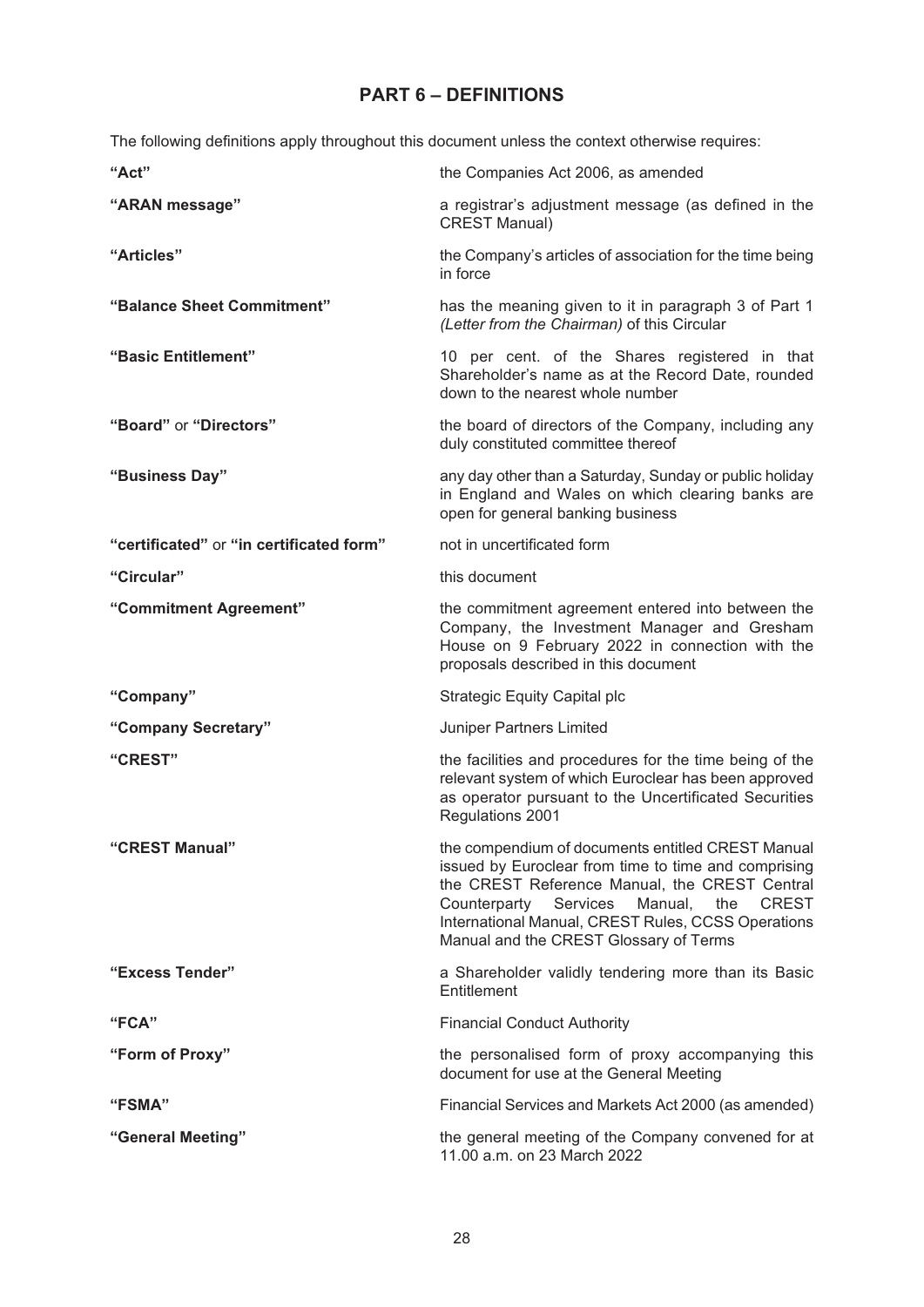# PART 6 – DEFINITIONS

The following definitions apply throughout this document unless the context otherwise requires:

| | |
|---|---|
| **"Act"** | the Companies Act 2006, as amended |
| **"ARAN message"** | a registrar's adjustment message (as defined in the CREST Manual) |
| **"Articles"** | the Company's articles of association for the time being in force |
| **"Balance Sheet Commitment"** | has the meaning given to it in paragraph 3 of Part 1 *(Letter from the Chairman)* of this Circular |
| **"Basic Entitlement"** | 10 per cent. of the Shares registered in that Shareholder's name as at the Record Date, rounded down to the nearest whole number |
| **"Board"** or **"Directors"** | the board of directors of the Company, including any duly constituted committee thereof |
| **"Business Day"** | any day other than a Saturday, Sunday or public holiday in England and Wales on which clearing banks are open for general banking business |
| **"certificated"** or **"in certificated form"** | not in uncertificated form |
| **"Circular"** | this document |
| **"Commitment Agreement"** | the commitment agreement entered into between the Company, the Investment Manager and Gresham House on 9 February 2022 in connection with the proposals described in this document |
| **"Company"** | Strategic Equity Capital plc |
| **"Company Secretary"** | Juniper Partners Limited |
| **"CREST"** | the facilities and procedures for the time being of the relevant system of which Euroclear has been approved as operator pursuant to the Uncertificated Securities Regulations 2001 |
| **"CREST Manual"** | the compendium of documents entitled CREST Manual issued by Euroclear from time to time and comprising the CREST Reference Manual, the CREST Central Counterparty Services Manual, the CREST International Manual, CREST Rules, CCSS Operations Manual and the CREST Glossary of Terms |
| **"Excess Tender"** | a Shareholder validly tendering more than its Basic Entitlement |
| **"FCA"** | Financial Conduct Authority |
| **"Form of Proxy"** | the personalised form of proxy accompanying this document for use at the General Meeting |
| **"FSMA"** | Financial Services and Markets Act 2000 (as amended) |
| **"General Meeting"** | the general meeting of the Company convened for at 11.00 a.m. on 23 March 2022 |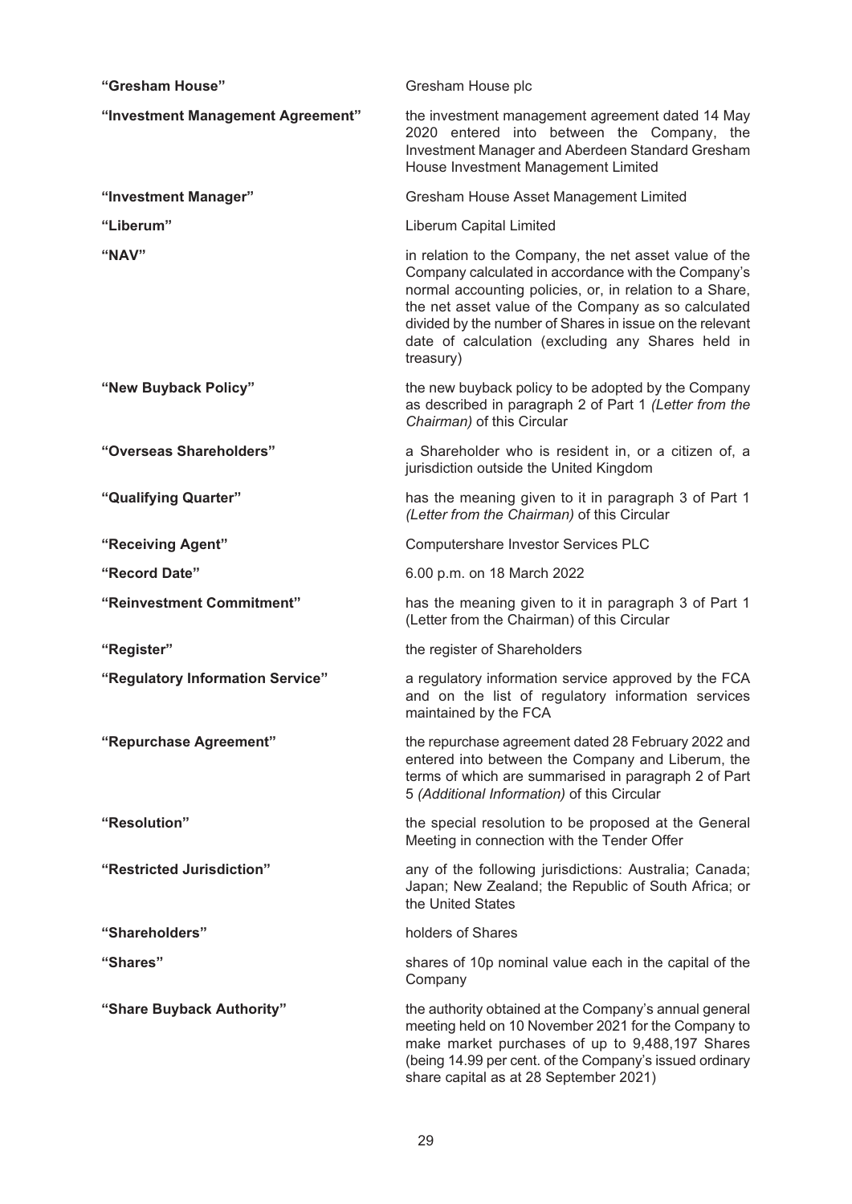**"Gresham House"** Gresham House plc

**"Investment Management Agreement"** the investment management agreement dated 14 May 2020 entered into between the Company, the Investment Manager and Aberdeen Standard Gresham House Investment Management Limited

**"Investment Manager"** Gresham House Asset Management Limited

**"Liberum"** Liberum Capital Limited

**"NAV"** in relation to the Company, the net asset value of the Company calculated in accordance with the Company's normal accounting policies, or, in relation to a Share, the net asset value of the Company as so calculated divided by the number of Shares in issue on the relevant date of calculation (excluding any Shares held in treasury)

**"New Buyback Policy"** the new buyback policy to be adopted by the Company as described in paragraph 2 of Part 1 *(Letter from the Chairman)* of this Circular

**"Overseas Shareholders"** a Shareholder who is resident in, or a citizen of, a jurisdiction outside the United Kingdom

**"Qualifying Quarter"** has the meaning given to it in paragraph 3 of Part 1 *(Letter from the Chairman)* of this Circular

**"Receiving Agent"** Computershare Investor Services PLC

**"Record Date"** 6.00 p.m. on 18 March 2022

**"Reinvestment Commitment"** has the meaning given to it in paragraph 3 of Part 1 (Letter from the Chairman) of this Circular

**"Register"** the register of Shareholders

**"Regulatory Information Service"** a regulatory information service approved by the FCA and on the list of regulatory information services maintained by the FCA

**"Repurchase Agreement"** the repurchase agreement dated 28 February 2022 and entered into between the Company and Liberum, the terms of which are summarised in paragraph 2 of Part 5 *(Additional Information)* of this Circular

**"Resolution"** the special resolution to be proposed at the General Meeting in connection with the Tender Offer

**"Restricted Jurisdiction"** any of the following jurisdictions: Australia; Canada; Japan; New Zealand; the Republic of South Africa; or the United States

**"Shareholders"** holders of Shares

**"Shares"** shares of 10p nominal value each in the capital of the Company

**"Share Buyback Authority"** the authority obtained at the Company's annual general meeting held on 10 November 2021 for the Company to make market purchases of up to 9,488,197 Shares (being 14.99 per cent. of the Company's issued ordinary share capital as at 28 September 2021)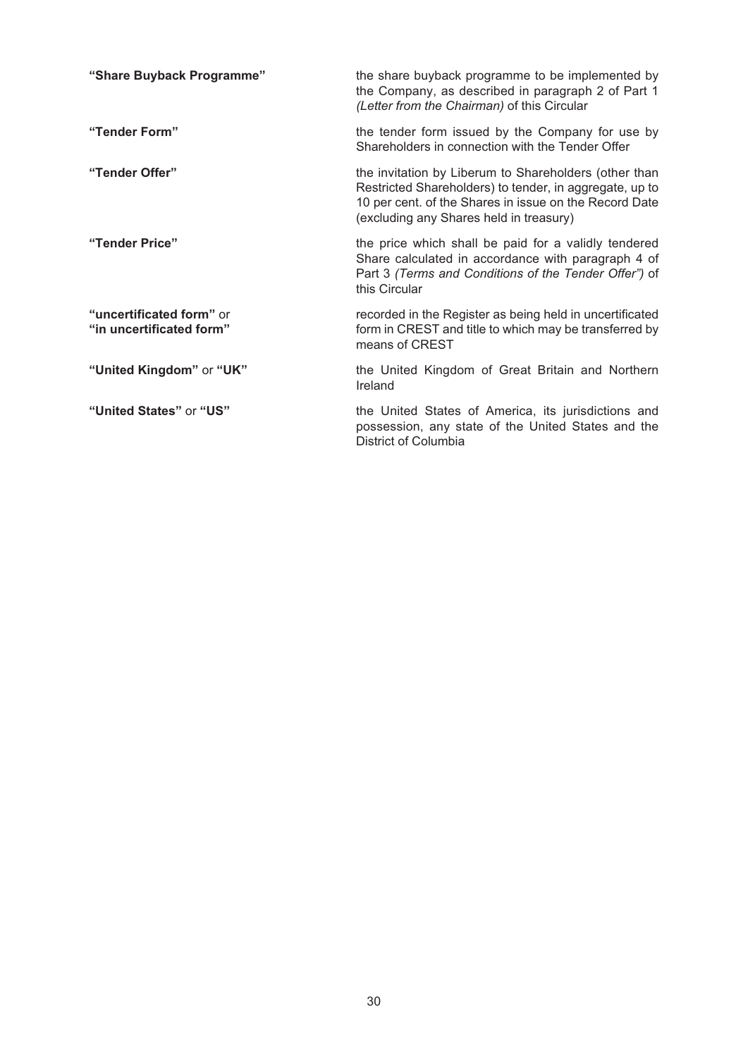| | |
|---|---|
| **"Share Buyback Programme"** | the share buyback programme to be implemented by the Company, as described in paragraph 2 of Part 1 *(Letter from the Chairman)* of this Circular |
| **"Tender Form"** | the tender form issued by the Company for use by Shareholders in connection with the Tender Offer |
| **"Tender Offer"** | the invitation by Liberum to Shareholders (other than Restricted Shareholders) to tender, in aggregate, up to 10 per cent. of the Shares in issue on the Record Date (excluding any Shares held in treasury) |
| **"Tender Price"** | the price which shall be paid for a validly tendered Share calculated in accordance with paragraph 4 of Part 3 *(Terms and Conditions of the Tender Offer")* of this Circular |
| **"uncertificated form"** or **"in uncertificated form"** | recorded in the Register as being held in uncertificated form in CREST and title to which may be transferred by means of CREST |
| **"United Kingdom"** or **"UK"** | the United Kingdom of Great Britain and Northern Ireland |
| **"United States"** or **"US"** | the United States of America, its jurisdictions and possession, any state of the United States and the District of Columbia |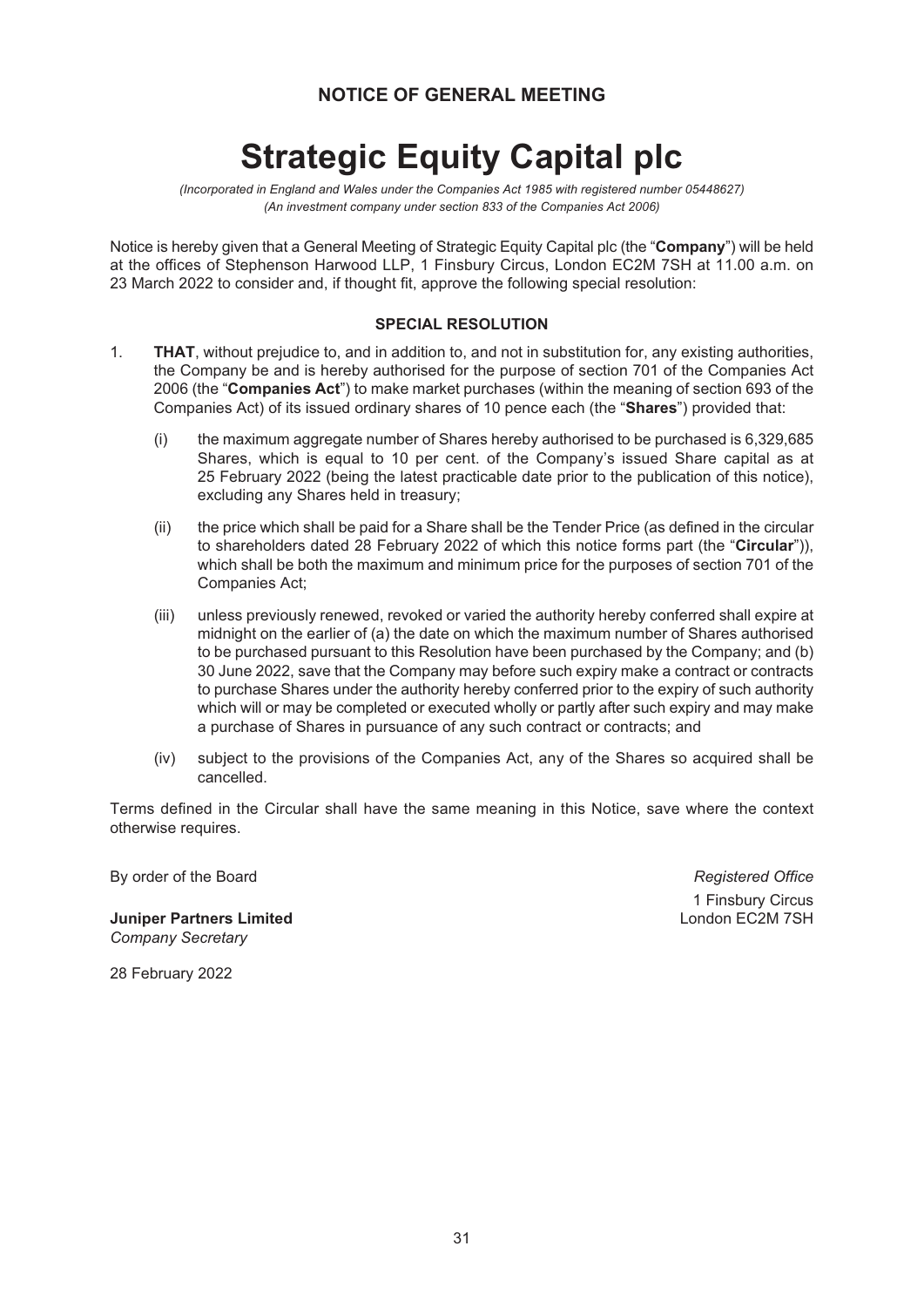## NOTICE OF GENERAL MEETING

# Strategic Equity Capital plc

*(Incorporated in England and Wales under the Companies Act 1985 with registered number 05448627)*
*(An investment company under section 833 of the Companies Act 2006)*

Notice is hereby given that a General Meeting of Strategic Equity Capital plc (the "**Company**") will be held at the offices of Stephenson Harwood LLP, 1 Finsbury Circus, London EC2M 7SH at 11.00 a.m. on 23 March 2022 to consider and, if thought fit, approve the following special resolution:

### SPECIAL RESOLUTION

1. **THAT**, without prejudice to, and in addition to, and not in substitution for, any existing authorities, the Company be and is hereby authorised for the purpose of section 701 of the Companies Act 2006 (the "**Companies Act**") to make market purchases (within the meaning of section 693 of the Companies Act) of its issued ordinary shares of 10 pence each (the "**Shares**") provided that:

   (i) the maximum aggregate number of Shares hereby authorised to be purchased is 6,329,685 Shares, which is equal to 10 per cent. of the Company's issued Share capital as at 25 February 2022 (being the latest practicable date prior to the publication of this notice), excluding any Shares held in treasury;

   (ii) the price which shall be paid for a Share shall be the Tender Price (as defined in the circular to shareholders dated 28 February 2022 of which this notice forms part (the "**Circular**")), which shall be both the maximum and minimum price for the purposes of section 701 of the Companies Act;

   (iii) unless previously renewed, revoked or varied the authority hereby conferred shall expire at midnight on the earlier of (a) the date on which the maximum number of Shares authorised to be purchased pursuant to this Resolution have been purchased by the Company; and (b) 30 June 2022, save that the Company may before such expiry make a contract or contracts to purchase Shares under the authority hereby conferred prior to the expiry of such authority which will or may be completed or executed wholly or partly after such expiry and may make a purchase of Shares in pursuance of any such contract or contracts; and

   (iv) subject to the provisions of the Companies Act, any of the Shares so acquired shall be cancelled.

Terms defined in the Circular shall have the same meaning in this Notice, save where the context otherwise requires.

By order of the Board

**Juniper Partners Limited**
*Company Secretary*

28 February 2022

*Registered Office*
1 Finsbury Circus
London EC2M 7SH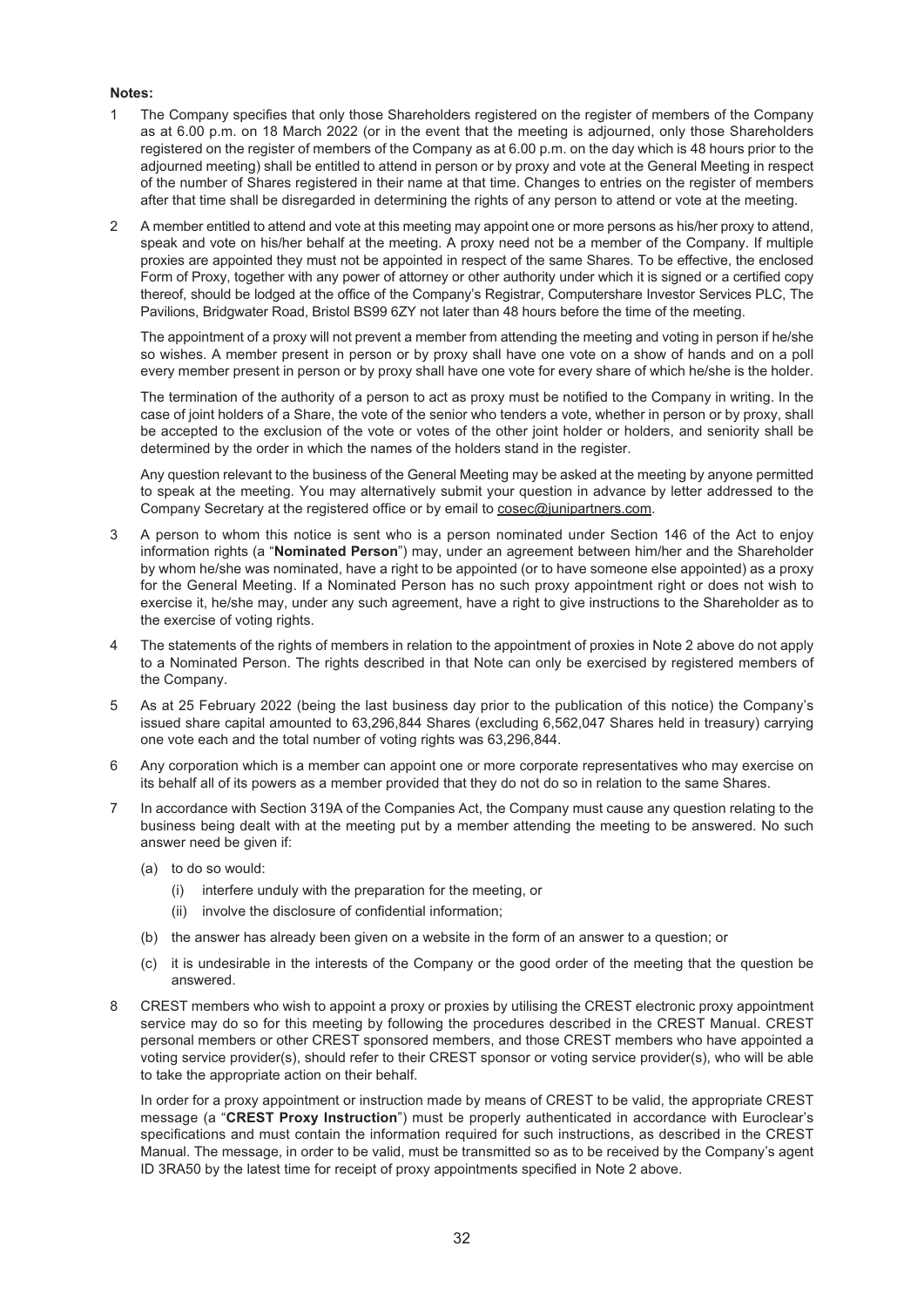**Notes:**

1 The Company specifies that only those Shareholders registered on the register of members of the Company as at 6.00 p.m. on 18 March 2022 (or in the event that the meeting is adjourned, only those Shareholders registered on the register of members of the Company as at 6.00 p.m. on the day which is 48 hours prior to the adjourned meeting) shall be entitled to attend in person or by proxy and vote at the General Meeting in respect of the number of Shares registered in their name at that time. Changes to entries on the register of members after that time shall be disregarded in determining the rights of any person to attend or vote at the meeting.

2 A member entitled to attend and vote at this meeting may appoint one or more persons as his/her proxy to attend, speak and vote on his/her behalf at the meeting. A proxy need not be a member of the Company. If multiple proxies are appointed they must not be appointed in respect of the same Shares. To be effective, the enclosed Form of Proxy, together with any power of attorney or other authority under which it is signed or a certified copy thereof, should be lodged at the office of the Company's Registrar, Computershare Investor Services PLC, The Pavilions, Bridgwater Road, Bristol BS99 6ZY not later than 48 hours before the time of the meeting.

The appointment of a proxy will not prevent a member from attending the meeting and voting in person if he/she so wishes. A member present in person or by proxy shall have one vote on a show of hands and on a poll every member present in person or by proxy shall have one vote for every share of which he/she is the holder.

The termination of the authority of a person to act as proxy must be notified to the Company in writing. In the case of joint holders of a Share, the vote of the senior who tenders a vote, whether in person or by proxy, shall be accepted to the exclusion of the vote or votes of the other joint holder or holders, and seniority shall be determined by the order in which the names of the holders stand in the register.

Any question relevant to the business of the General Meeting may be asked at the meeting by anyone permitted to speak at the meeting. You may alternatively submit your question in advance by letter addressed to the Company Secretary at the registered office or by email to cosec@junipartners.com.

3 A person to whom this notice is sent who is a person nominated under Section 146 of the Act to enjoy information rights (a "**Nominated Person**") may, under an agreement between him/her and the Shareholder by whom he/she was nominated, have a right to be appointed (or to have someone else appointed) as a proxy for the General Meeting. If a Nominated Person has no such proxy appointment right or does not wish to exercise it, he/she may, under any such agreement, have a right to give instructions to the Shareholder as to the exercise of voting rights.

4 The statements of the rights of members in relation to the appointment of proxies in Note 2 above do not apply to a Nominated Person. The rights described in that Note can only be exercised by registered members of the Company.

5 As at 25 February 2022 (being the last business day prior to the publication of this notice) the Company's issued share capital amounted to 63,296,844 Shares (excluding 6,562,047 Shares held in treasury) carrying one vote each and the total number of voting rights was 63,296,844.

6 Any corporation which is a member can appoint one or more corporate representatives who may exercise on its behalf all of its powers as a member provided that they do not do so in relation to the same Shares.

7 In accordance with Section 319A of the Companies Act, the Company must cause any question relating to the business being dealt with at the meeting put by a member attending the meeting to be answered. No such answer need be given if:

   (a) to do so would:

      (i) interfere unduly with the preparation for the meeting, or

      (ii) involve the disclosure of confidential information;

   (b) the answer has already been given on a website in the form of an answer to a question; or

   (c) it is undesirable in the interests of the Company or the good order of the meeting that the question be answered.

8 CREST members who wish to appoint a proxy or proxies by utilising the CREST electronic proxy appointment service may do so for this meeting by following the procedures described in the CREST Manual. CREST personal members or other CREST sponsored members, and those CREST members who have appointed a voting service provider(s), should refer to their CREST sponsor or voting service provider(s), who will be able to take the appropriate action on their behalf.

In order for a proxy appointment or instruction made by means of CREST to be valid, the appropriate CREST message (a "**CREST Proxy Instruction**") must be properly authenticated in accordance with Euroclear's specifications and must contain the information required for such instructions, as described in the CREST Manual. The message, in order to be valid, must be transmitted so as to be received by the Company's agent ID 3RA50 by the latest time for receipt of proxy appointments specified in Note 2 above.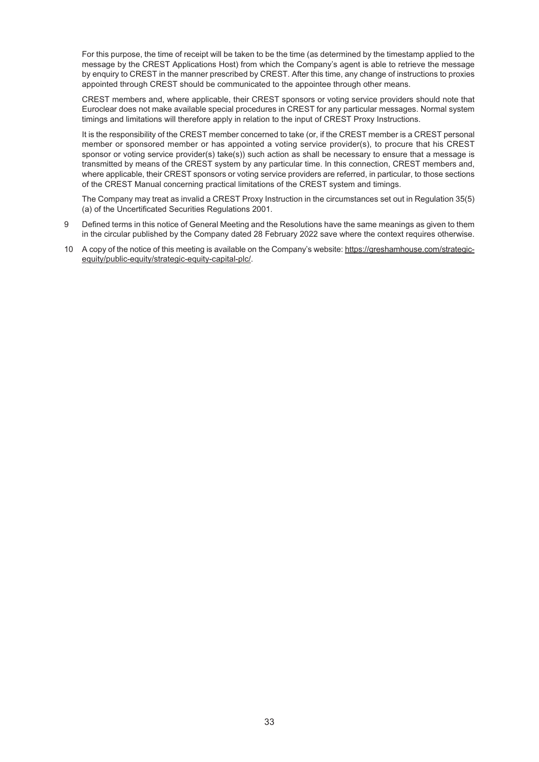For this purpose, the time of receipt will be taken to be the time (as determined by the timestamp applied to the message by the CREST Applications Host) from which the Company's agent is able to retrieve the message by enquiry to CREST in the manner prescribed by CREST. After this time, any change of instructions to proxies appointed through CREST should be communicated to the appointee through other means.

CREST members and, where applicable, their CREST sponsors or voting service providers should note that Euroclear does not make available special procedures in CREST for any particular messages. Normal system timings and limitations will therefore apply in relation to the input of CREST Proxy Instructions.

It is the responsibility of the CREST member concerned to take (or, if the CREST member is a CREST personal member or sponsored member or has appointed a voting service provider(s), to procure that his CREST sponsor or voting service provider(s) take(s)) such action as shall be necessary to ensure that a message is transmitted by means of the CREST system by any particular time. In this connection, CREST members and, where applicable, their CREST sponsors or voting service providers are referred, in particular, to those sections of the CREST Manual concerning practical limitations of the CREST system and timings.

The Company may treat as invalid a CREST Proxy Instruction in the circumstances set out in Regulation 35(5)(a) of the Uncertificated Securities Regulations 2001.

9 Defined terms in this notice of General Meeting and the Resolutions have the same meanings as given to them in the circular published by the Company dated 28 February 2022 save where the context requires otherwise.

10 A copy of the notice of this meeting is available on the Company's website: https://greshamhouse.com/strategic-equity/public-equity/strategic-equity-capital-plc/.